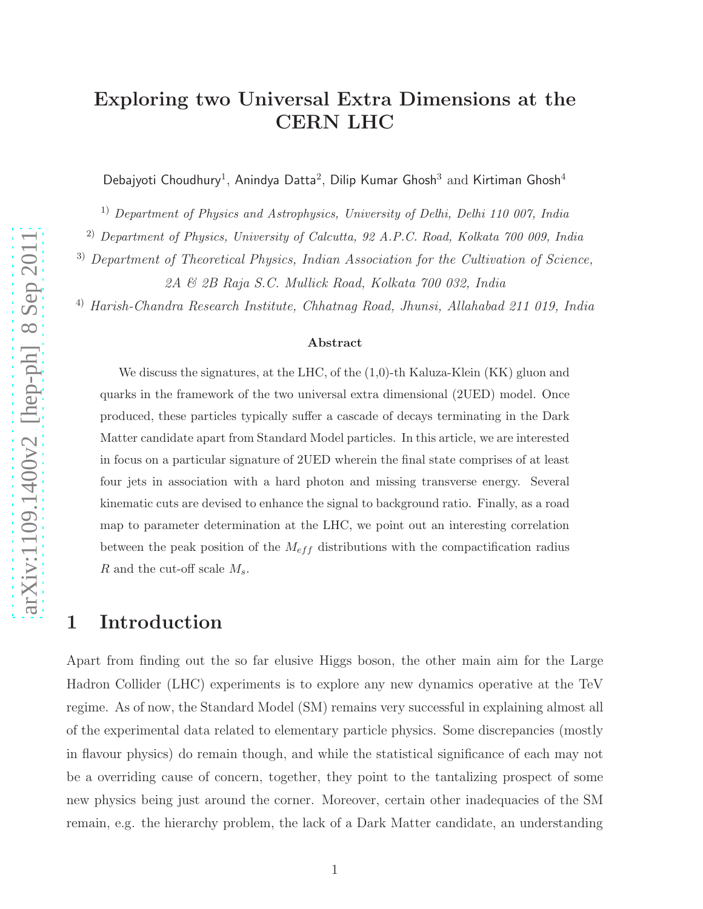# Exploring two Universal Extra Dimensions at the CERN LHC

Debajyoti Choudhury[1], Anindya Datta[2], Dilip Kumar Ghosh[3] and Kirtiman Ghosh[4]

[1] *Department of Physics and Astrophysics, University of Delhi, Delhi 110 007, India*

[2] *Department of Physics, University of Calcutta, 92 A.P.C. Road, Kolkata 700 009, India*

[3] *Department of Theoretical Physics, Indian Association for the Cultivation of Science, 2A & 2B Raja S.C. Mullick Road, Kolkata 700 032, India*

[4] *Harish-Chandra Research Institute, Chhatnag Road, Jhunsi, Allahabad 211 019, India*

### Abstract

We discuss the signatures, at the LHC, of the (1,0)-th Kaluza-Klein (KK) gluon and quarks in the framework of the two universal extra dimensional (2UED) model. Once produced, these particles typically suffer a cascade of decays terminating in the Dark Matter candidate apart from Standard Model particles. In this article, we are interested in focus on a particular signature of 2UED wherein the final state comprises of at least four jets in association with a hard photon and missing transverse energy. Several kinematic cuts are devised to enhance the signal to background ratio. Finally, as a road map to parameter determination at the LHC, we point out an interesting correlation between the peak position of the $M_{eff}$ distributions with the compactification radius $R$ and the cut-off scale $M_s$.

## 1 Introduction

Apart from finding out the so far elusive Higgs boson, the other main aim for the Large Hadron Collider (LHC) experiments is to explore any new dynamics operative at the TeV regime. As of now, the Standard Model (SM) remains very successful in explaining almost all of the experimental data related to elementary particle physics. Some discrepancies (mostly in flavour physics) do remain though, and while the statistical significance of each may not be a overriding cause of concern, together, they point to the tantalizing prospect of some new physics being just around the corner. Moreover, certain other inadequacies of the SM remain, e.g. the hierarchy problem, the lack of a Dark Matter candidate, an understanding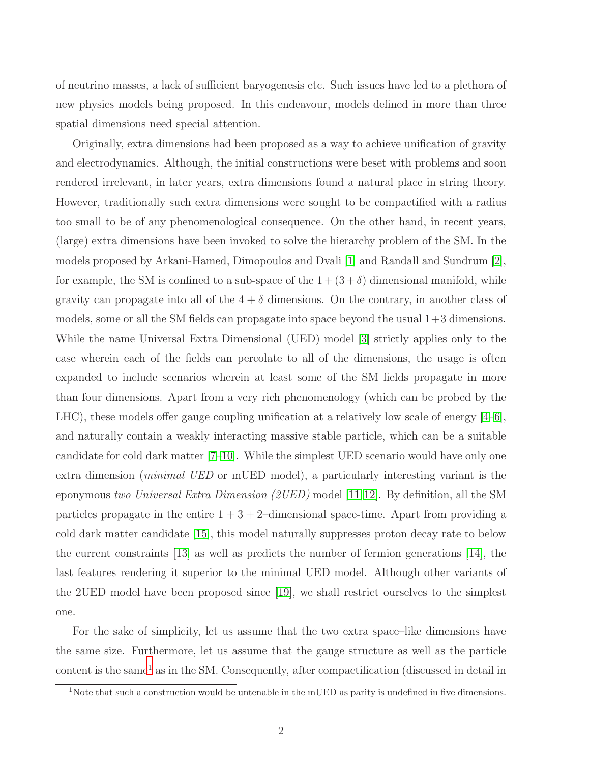of neutrino masses, a lack of sufficient baryogenesis etc. Such issues have led to a plethora of new physics models being proposed. In this endeavour, models defined in more than three spatial dimensions need special attention.

Originally, extra dimensions had been proposed as a way to achieve unification of gravity and electrodynamics. Although, the initial constructions were beset with problems and soon rendered irrelevant, in later years, extra dimensions found a natural place in string theory. However, traditionally such extra dimensions were sought to be compactified with a radius too small to be of any phenomenological consequence. On the other hand, in recent years, (large) extra dimensions have been invoked to solve the hierarchy problem of the SM. In the models proposed by Arkani-Hamed, Dimopoulos and Dvali [1] and Randall and Sundrum [2], for example, the SM is confined to a sub-space of the $1+(3+\delta)$ dimensional manifold, while gravity can propagate into all of the $4+\delta$ dimensions. On the contrary, in another class of models, some or all the SM fields can propagate into space beyond the usual $1+3$ dimensions. While the name Universal Extra Dimensional (UED) model [3] strictly applies only to the case wherein each of the fields can percolate to all of the dimensions, the usage is often expanded to include scenarios wherein at least some of the SM fields propagate in more than four dimensions. Apart from a very rich phenomenology (which can be probed by the LHC), these models offer gauge coupling unification at a relatively low scale of energy [4–6], and naturally contain a weakly interacting massive stable particle, which can be a suitable candidate for cold dark matter [7–10]. While the simplest UED scenario would have only one extra dimension (*minimal UED* or mUED model), a particularly interesting variant is the eponymous *two Universal Extra Dimension (2UED)* model [11, 12]. By definition, all the SM particles propagate in the entire $1+3+2$–dimensional space-time. Apart from providing a cold dark matter candidate [15], this model naturally suppresses proton decay rate to below the current constraints [13] as well as predicts the number of fermion generations [14], the last features rendering it superior to the minimal UED model. Although other variants of the 2UED model have been proposed since [19], we shall restrict ourselves to the simplest one.

For the sake of simplicity, let us assume that the two extra space–like dimensions have the same size. Furthermore, let us assume that the gauge structure as well as the particle content is the same[1] as in the SM. Consequently, after compactification (discussed in detail in

[1]Note that such a construction would be untenable in the mUED as parity is undefined in five dimensions.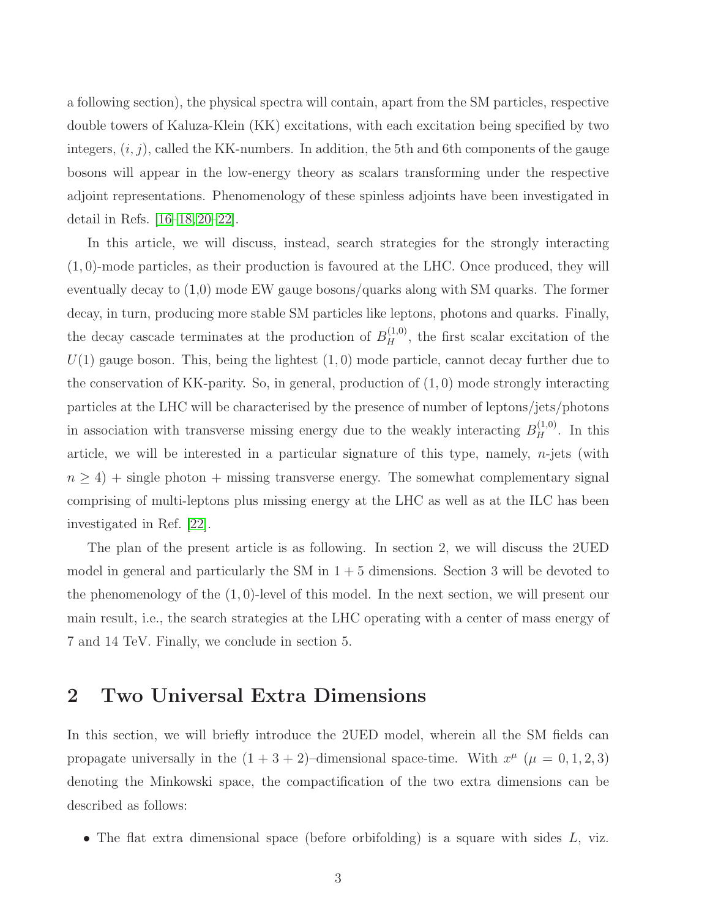a following section), the physical spectra will contain, apart from the SM particles, respective double towers of Kaluza-Klein (KK) excitations, with each excitation being specified by two integers, $(i, j)$, called the KK-numbers. In addition, the 5th and 6th components of the gauge bosons will appear in the low-energy theory as scalars transforming under the respective adjoint representations. Phenomenology of these spinless adjoints have been investigated in detail in Refs. [16–18, 20–22].

In this article, we will discuss, instead, search strategies for the strongly interacting $(1, 0)$-mode particles, as their production is favoured at the LHC. Once produced, they will eventually decay to (1,0) mode EW gauge bosons/quarks along with SM quarks. The former decay, in turn, producing more stable SM particles like leptons, photons and quarks. Finally, the decay cascade terminates at the production of $B_H^{(1,0)}$, the first scalar excitation of the $U(1)$ gauge boson. This, being the lightest $(1, 0)$ mode particle, cannot decay further due to the conservation of KK-parity. So, in general, production of $(1, 0)$ mode strongly interacting particles at the LHC will be characterised by the presence of number of leptons/jets/photons in association with transverse missing energy due to the weakly interacting $B_H^{(1,0)}$. In this article, we will be interested in a particular signature of this type, namely, $n$-jets (with $n \geq 4$) + single photon + missing transverse energy. The somewhat complementary signal comprising of multi-leptons plus missing energy at the LHC as well as at the ILC has been investigated in Ref. [22].

The plan of the present article is as following. In section 2, we will discuss the 2UED model in general and particularly the SM in $1 + 5$ dimensions. Section 3 will be devoted to the phenomenology of the $(1, 0)$-level of this model. In the next section, we will present our main result, i.e., the search strategies at the LHC operating with a center of mass energy of 7 and 14 TeV. Finally, we conclude in section 5.

## 2 Two Universal Extra Dimensions

In this section, we will briefly introduce the 2UED model, wherein all the SM fields can propagate universally in the $(1 + 3 + 2)$–dimensional space-time. With $x^\mu$ $(\mu = 0, 1, 2, 3)$ denoting the Minkowski space, the compactification of the two extra dimensions can be described as follows:

- The flat extra dimensional space (before orbifolding) is a square with sides $L$, viz.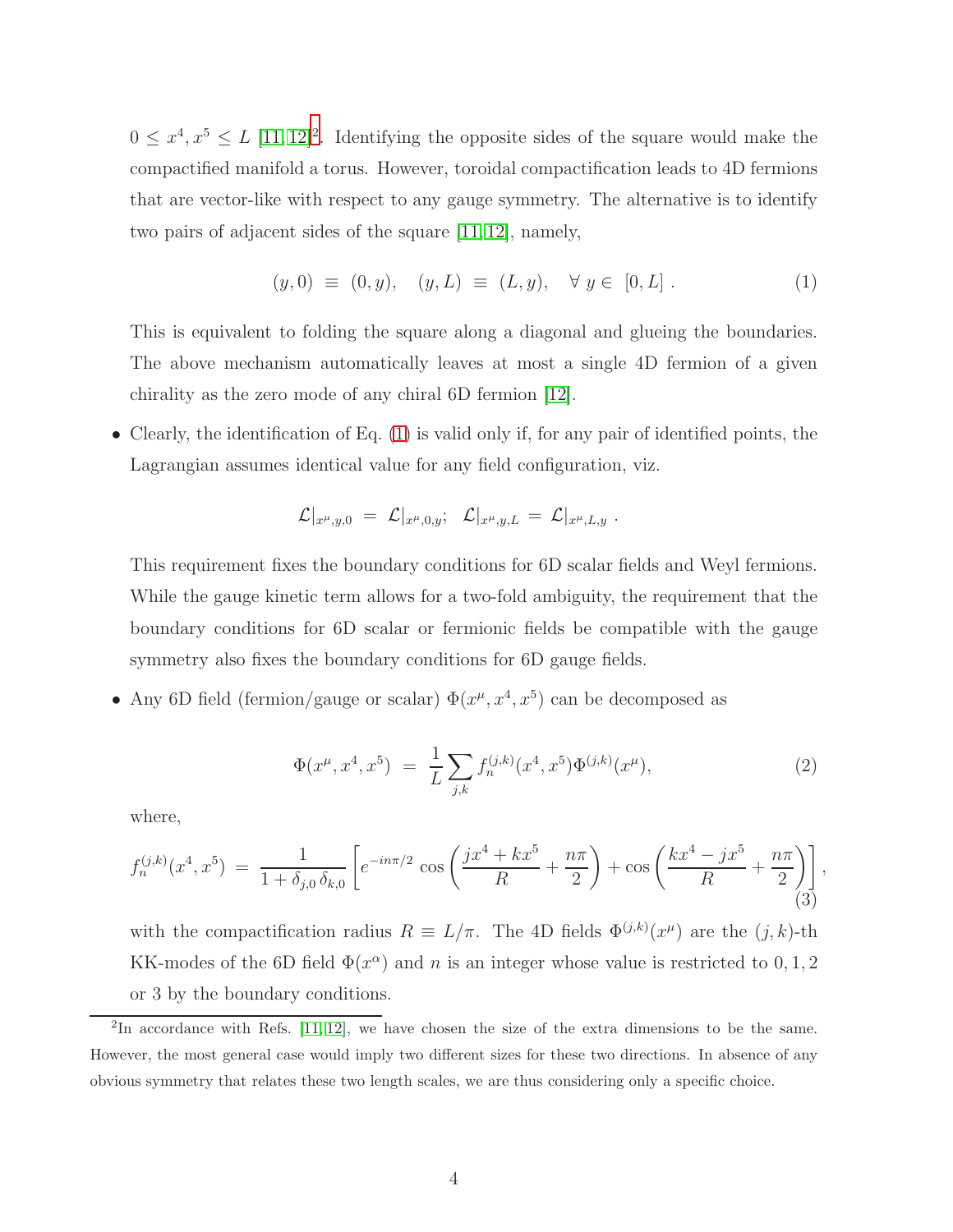$0 \leq x^4, x^5 \leq L$ [11, 12][2]. Identifying the opposite sides of the square would make the compactified manifold a torus. However, toroidal compactification leads to 4D fermions that are vector-like with respect to any gauge symmetry. The alternative is to identify two pairs of adjacent sides of the square [11, 12], namely,

$$(y, 0) \equiv (0, y), \quad (y, L) \equiv (L, y), \quad \forall\, y \in [0, L]\,. \tag{1}$$

This is equivalent to folding the square along a diagonal and glueing the boundaries. The above mechanism automatically leaves at most a single 4D fermion of a given chirality as the zero mode of any chiral 6D fermion [12].

- Clearly, the identification of Eq. (1) is valid only if, for any pair of identified points, the Lagrangian assumes identical value for any field configuration, viz.

$$\mathcal{L}|_{x^\mu, y, 0} = \mathcal{L}|_{x^\mu, 0, y}; \quad \mathcal{L}|_{x^\mu, y, L} = \mathcal{L}|_{x^\mu, L, y}\,.$$

This requirement fixes the boundary conditions for 6D scalar fields and Weyl fermions. While the gauge kinetic term allows for a two-fold ambiguity, the requirement that the boundary conditions for 6D scalar or fermionic fields be compatible with the gauge symmetry also fixes the boundary conditions for 6D gauge fields.

- Any 6D field (fermion/gauge or scalar) $\Phi(x^\mu, x^4, x^5)$ can be decomposed as

$$\Phi(x^\mu, x^4, x^5) = \frac{1}{L} \sum_{j,k} f_n^{(j,k)}(x^4, x^5) \Phi^{(j,k)}(x^\mu), \tag{2}$$

where,

$$f_n^{(j,k)}(x^4, x^5) = \frac{1}{1 + \delta_{j,0}\,\delta_{k,0}} \left[ e^{-in\pi/2} \cos\left( \frac{jx^4 + kx^5}{R} + \frac{n\pi}{2} \right) + \cos\left( \frac{kx^4 - jx^5}{R} + \frac{n\pi}{2} \right) \right], \tag{3}$$

with the compactification radius $R \equiv L/\pi$. The 4D fields $\Phi^{(j,k)}(x^\mu)$ are the $(j,k)$-th KK-modes of the 6D field $\Phi(x^\alpha)$ and $n$ is an integer whose value is restricted to 0, 1, 2 or 3 by the boundary conditions.

[2] In accordance with Refs. [11, 12], we have chosen the size of the extra dimensions to be the same. However, the most general case would imply two different sizes for these two directions. In absence of any obvious symmetry that relates these two length scales, we are thus considering only a specific choice.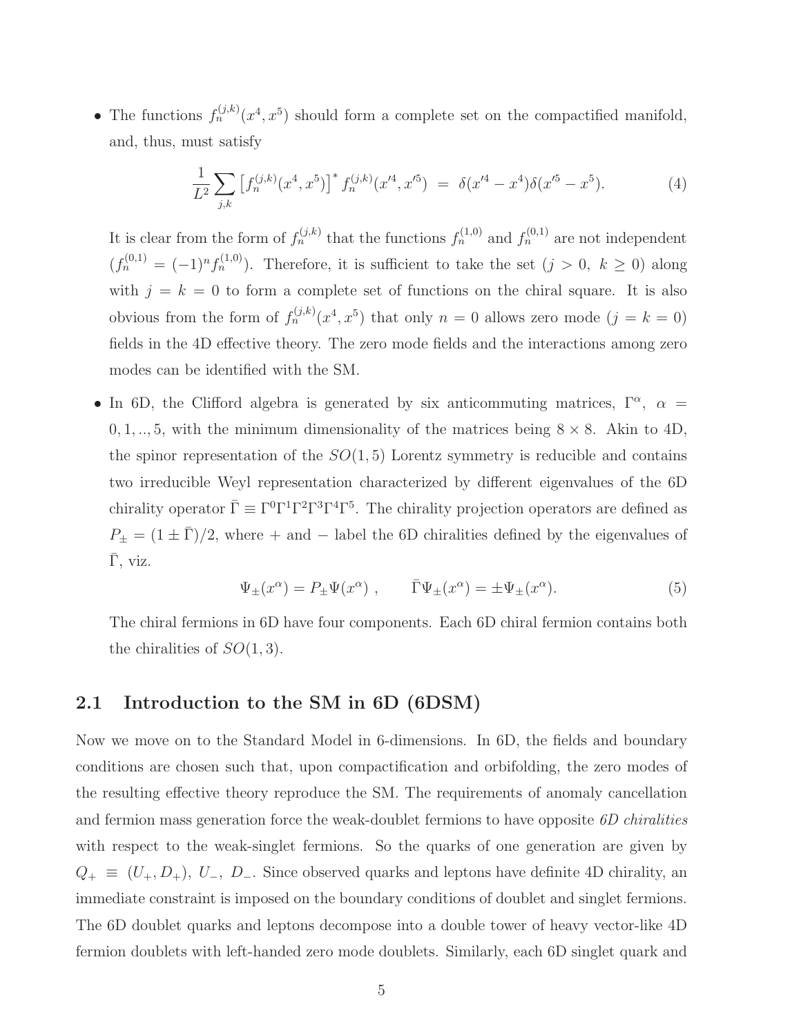- The functions $f_n^{(j,k)}(x^4, x^5)$ should form a complete set on the compactified manifold, and, thus, must satisfy

$$\frac{1}{L^2}\sum_{j,k}\left[f_n^{(j,k)}(x^4,x^5)\right]^* f_n^{(j,k)}(x'^4,x'^5) \;=\; \delta(x'^4-x^4)\delta(x'^5-x^5). \tag{4}$$

  It is clear from the form of $f_n^{(j,k)}$ that the functions $f_n^{(1,0)}$ and $f_n^{(0,1)}$ are not independent ($f_n^{(0,1)} = (-1)^n f_n^{(1,0)}$). Therefore, it is sufficient to take the set ($j > 0,\ k \geq 0$) along with $j = k = 0$ to form a complete set of functions on the chiral square. It is also obvious from the form of $f_n^{(j,k)}(x^4, x^5)$ that only $n = 0$ allows zero mode ($j = k = 0$) fields in the 4D effective theory. The zero mode fields and the interactions among zero modes can be identified with the SM.

- In 6D, the Clifford algebra is generated by six anticommuting matrices, $\Gamma^\alpha,\ \alpha = 0, 1, .., 5$, with the minimum dimensionality of the matrices being $8 \times 8$. Akin to 4D, the spinor representation of the $SO(1, 5)$ Lorentz symmetry is reducible and contains two irreducible Weyl representation characterized by different eigenvalues of the 6D chirality operator $\bar{\Gamma} \equiv \Gamma^0\Gamma^1\Gamma^2\Gamma^3\Gamma^4\Gamma^5$. The chirality projection operators are defined as $P_\pm = (1 \pm \bar{\Gamma})/2$, where $+$ and $-$ label the 6D chiralities defined by the eigenvalues of $\bar{\Gamma}$, viz.

$$\Psi_\pm(x^\alpha) = P_\pm \Psi(x^\alpha)\ , \qquad \bar{\Gamma}\Psi_\pm(x^\alpha) = \pm\Psi_\pm(x^\alpha). \tag{5}$$

  The chiral fermions in 6D have four components. Each 6D chiral fermion contains both the chiralities of $SO(1, 3)$.

## 2.1 Introduction to the SM in 6D (6DSM)

Now we move on to the Standard Model in 6-dimensions. In 6D, the fields and boundary conditions are chosen such that, upon compactification and orbifolding, the zero modes of the resulting effective theory reproduce the SM. The requirements of anomaly cancellation and fermion mass generation force the weak-doublet fermions to have opposite *6D chiralities* with respect to the weak-singlet fermions. So the quarks of one generation are given by $Q_+ \equiv (U_+, D_+),\ U_-,\ D_-$. Since observed quarks and leptons have definite 4D chirality, an immediate constraint is imposed on the boundary conditions of doublet and singlet fermions. The 6D doublet quarks and leptons decompose into a double tower of heavy vector-like 4D fermion doublets with left-handed zero mode doublets. Similarly, each 6D singlet quark and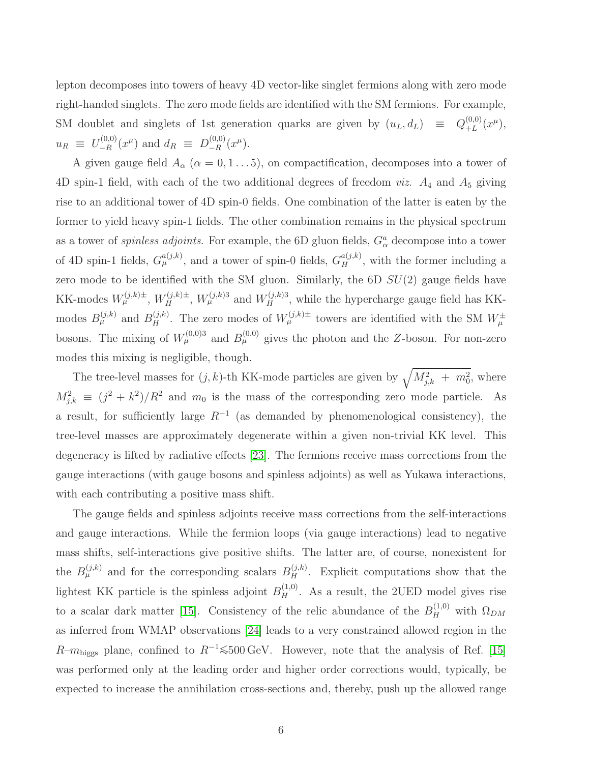lepton decomposes into towers of heavy 4D vector-like singlet fermions along with zero mode right-handed singlets. The zero mode fields are identified with the SM fermions. For example, SM doublet and singlets of 1st generation quarks are given by $(u_L, d_L) \equiv Q^{(0,0)}_{+L}(x^\mu)$, $u_R \equiv U^{(0,0)}_{-R}(x^\mu)$ and $d_R \equiv D^{(0,0)}_{-R}(x^\mu)$.

A given gauge field $A_\alpha$ ($\alpha = 0, 1 \ldots 5$), on compactification, decomposes into a tower of 4D spin-1 field, with each of the two additional degrees of freedom *viz.* $A_4$ and $A_5$ giving rise to an additional tower of 4D spin-0 fields. One combination of the latter is eaten by the former to yield heavy spin-1 fields. The other combination remains in the physical spectrum as a tower of *spinless adjoints*. For example, the 6D gluon fields, $G^a_\alpha$ decompose into a tower of 4D spin-1 fields, $G^{a(j,k)}_\mu$, and a tower of spin-0 fields, $G^{a(j,k)}_H$, with the former including a zero mode to be identified with the SM gluon. Similarly, the 6D $SU(2)$ gauge fields have KK-modes $W^{(j,k)\pm}_\mu$, $W^{(j,k)\pm}_H$, $W^{(j,k)3}_\mu$ and $W^{(j,k)3}_H$, while the hypercharge gauge field has KK-modes $B^{(j,k)}_\mu$ and $B^{(j,k)}_H$. The zero modes of $W^{(j,k)\pm}_\mu$ towers are identified with the SM $W^\pm_\mu$ bosons. The mixing of $W^{(0,0)3}_\mu$ and $B^{(0,0)}_\mu$ gives the photon and the $Z$-boson. For non-zero modes this mixing is negligible, though.

The tree-level masses for $(j,k)$-th KK-mode particles are given by $\sqrt{M^2_{j,k} + m^2_0}$, where $M^2_{j,k} \equiv (j^2 + k^2)/R^2$ and $m_0$ is the mass of the corresponding zero mode particle. As a result, for sufficiently large $R^{-1}$ (as demanded by phenomenological consistency), the tree-level masses are approximately degenerate within a given non-trivial KK level. This degeneracy is lifted by radiative effects [23]. The fermions receive mass corrections from the gauge interactions (with gauge bosons and spinless adjoints) as well as Yukawa interactions, with each contributing a positive mass shift.

The gauge fields and spinless adjoints receive mass corrections from the self-interactions and gauge interactions. While the fermion loops (via gauge interactions) lead to negative mass shifts, self-interactions give positive shifts. The latter are, of course, nonexistent for the $B^{(j,k)}_\mu$ and for the corresponding scalars $B^{(j,k)}_H$. Explicit computations show that the lightest KK particle is the spinless adjoint $B^{(1,0)}_H$. As a result, the 2UED model gives rise to a scalar dark matter [15]. Consistency of the relic abundance of the $B^{(1,0)}_H$ with $\Omega_{DM}$ as inferred from WMAP observations [24] leads to a very constrained allowed region in the $R$–$m_{\rm higgs}$ plane, confined to $R^{-1} \lesssim 500\,\text{GeV}$. However, note that the analysis of Ref. [15] was performed only at the leading order and higher order corrections would, typically, be expected to increase the annihilation cross-sections and, thereby, push up the allowed range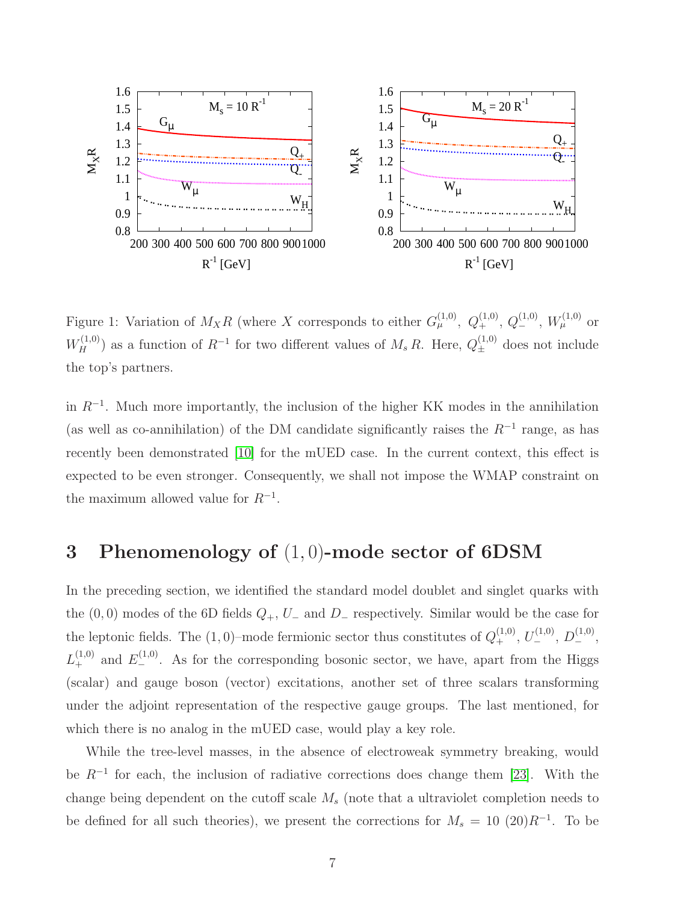Figure 1: Variation of $M_X R$ (where $X$ corresponds to either $G_\mu^{(1,0)}$, $Q_+^{(1,0)}$, $Q_-^{(1,0)}$, $W_\mu^{(1,0)}$ or $W_H^{(1,0)}$) as a function of $R^{-1}$ for two different values of $M_s\, R$. Here, $Q_\pm^{(1,0)}$ does not include the top's partners.

in $R^{-1}$. Much more importantly, the inclusion of the higher KK modes in the annihilation (as well as co-annihilation) of the DM candidate significantly raises the $R^{-1}$ range, as has recently been demonstrated [10] for the mUED case. In the current context, this effect is expected to be even stronger. Consequently, we shall not impose the WMAP constraint on the maximum allowed value for $R^{-1}$.

## 3 Phenomenology of $(1,0)$-mode sector of 6DSM

In the preceding section, we identified the standard model doublet and singlet quarks with the $(0,0)$ modes of the 6D fields $Q_+$, $U_-$ and $D_-$ respectively. Similar would be the case for the leptonic fields. The $(1,0)$–mode fermionic sector thus constitutes of $Q_+^{(1,0)}$, $U_-^{(1,0)}$, $D_-^{(1,0)}$, $L_+^{(1,0)}$ and $E_-^{(1,0)}$. As for the corresponding bosonic sector, we have, apart from the Higgs (scalar) and gauge boson (vector) excitations, another set of three scalars transforming under the adjoint representation of the respective gauge groups. The last mentioned, for which there is no analog in the mUED case, would play a key role.

While the tree-level masses, in the absence of electroweak symmetry breaking, would be $R^{-1}$ for each, the inclusion of radiative corrections does change them [23]. With the change being dependent on the cutoff scale $M_s$ (note that a ultraviolet completion needs to be defined for all such theories), we present the corrections for $M_s = 10\ (20) R^{-1}$. To be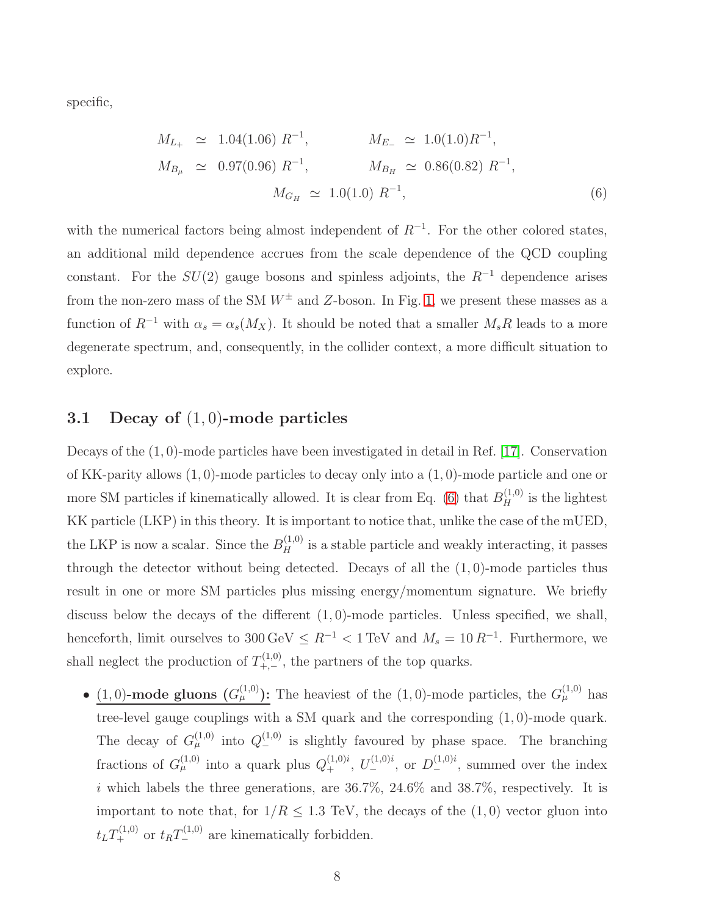specific,

$$
\begin{aligned}
M_{L_+} &\simeq 1.04(1.06)\ R^{-1}, \qquad & M_{E_-} &\simeq 1.0(1.0)R^{-1}, \\
M_{B_\mu} &\simeq 0.97(0.96)\ R^{-1}, \qquad & M_{B_H} &\simeq 0.86(0.82)\ R^{-1}, \\
& & M_{G_H} &\simeq 1.0(1.0)\ R^{-1},
\end{aligned} \tag{6}
$$

with the numerical factors being almost independent of $R^{-1}$. For the other colored states, an additional mild dependence accrues from the scale dependence of the QCD coupling constant. For the $SU(2)$ gauge bosons and spinless adjoints, the $R^{-1}$ dependence arises from the non-zero mass of the SM $W^\pm$ and $Z$-boson. In Fig. 1, we present these masses as a function of $R^{-1}$ with $\alpha_s = \alpha_s(M_X)$. It should be noted that a smaller $M_s R$ leads to a more degenerate spectrum, and, consequently, in the collider context, a more difficult situation to explore.

### 3.1 Decay of $(1,0)$-mode particles

Decays of the $(1,0)$-mode particles have been investigated in detail in Ref. [17]. Conservation of KK-parity allows $(1,0)$-mode particles to decay only into a $(1,0)$-mode particle and one or more SM particles if kinematically allowed. It is clear from Eq. (6) that $B_H^{(1,0)}$ is the lightest KK particle (LKP) in this theory. It is important to notice that, unlike the case of the mUED, the LKP is now a scalar. Since the $B_H^{(1,0)}$ is a stable particle and weakly interacting, it passes through the detector without being detected. Decays of all the $(1,0)$-mode particles thus result in one or more SM particles plus missing energy/momentum signature. We briefly discuss below the decays of the different $(1,0)$-mode particles. Unless specified, we shall, henceforth, limit ourselves to $300\,\text{GeV} \leq R^{-1} < 1\,\text{TeV}$ and $M_s = 10\,R^{-1}$. Furthermore, we shall neglect the production of $T_{+,-}^{(1,0)}$, the partners of the top quarks.

- <u>$(1,0)$**-mode gluons** ($G_\mu^{(1,0)}$)**:**</u> The heaviest of the $(1,0)$-mode particles, the $G_\mu^{(1,0)}$ has tree-level gauge couplings with a SM quark and the corresponding $(1,0)$-mode quark. The decay of $G_\mu^{(1,0)}$ into $Q_-^{(1,0)}$ is slightly favoured by phase space. The branching fractions of $G_\mu^{(1,0)}$ into a quark plus $Q_+^{(1,0)i}$, $U_-^{(1,0)i}$, or $D_-^{(1,0)i}$, summed over the index $i$ which labels the three generations, are 36.7%, 24.6% and 38.7%, respectively. It is important to note that, for $1/R \leq 1.3$ TeV, the decays of the $(1,0)$ vector gluon into $t_L T_+^{(1,0)}$ or $t_R T_-^{(1,0)}$ are kinematically forbidden.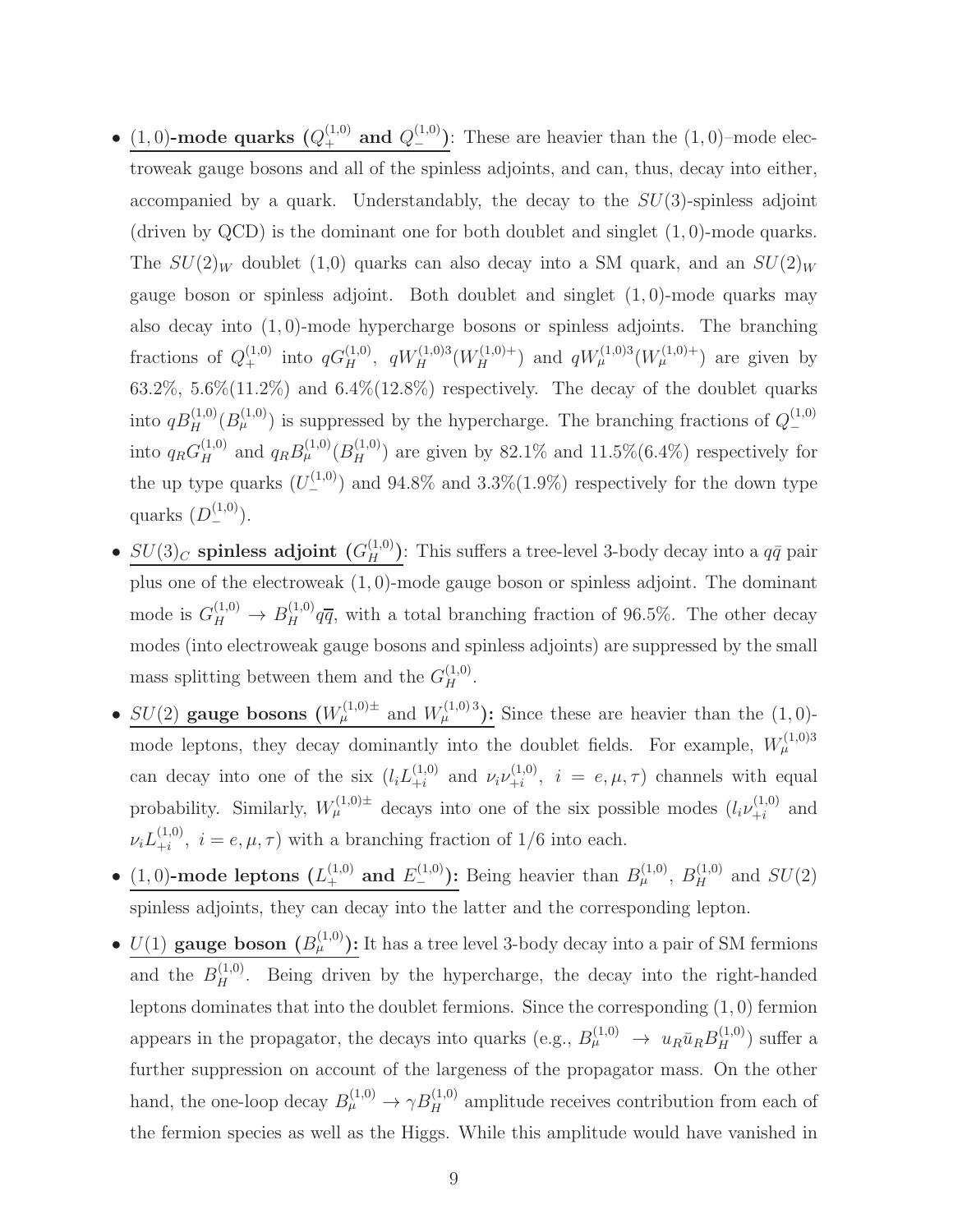- <u>$(1,0)$**-mode quarks ($Q_+^{(1,0)}$ and $Q_-^{(1,0)}$)**</u>: These are heavier than the $(1,0)$–mode electroweak gauge bosons and all of the spinless adjoints, and can, thus, decay into either, accompanied by a quark. Understandably, the decay to the $SU(3)$-spinless adjoint (driven by QCD) is the dominant one for both doublet and singlet $(1,0)$-mode quarks. The $SU(2)_W$ doublet (1,0) quarks can also decay into a SM quark, and an $SU(2)_W$ gauge boson or spinless adjoint. Both doublet and singlet $(1,0)$-mode quarks may also decay into $(1,0)$-mode hypercharge bosons or spinless adjoints. The branching fractions of $Q_+^{(1,0)}$ into $qG_H^{(1,0)}$, $qW_H^{(1,0)3}(W_H^{(1,0)+})$ and $qW_\mu^{(1,0)3}(W_\mu^{(1,0)+})$ are given by 63.2%, 5.6%(11.2%) and 6.4%(12.8%) respectively. The decay of the doublet quarks into $qB_H^{(1,0)}(B_\mu^{(1,0)})$ is suppressed by the hypercharge. The branching fractions of $Q_-^{(1,0)}$ into $q_R G_H^{(1,0)}$ and $q_R B_\mu^{(1,0)}(B_H^{(1,0)})$ are given by 82.1% and 11.5%(6.4%) respectively for the up type quarks ($U_-^{(1,0)}$) and 94.8% and 3.3%(1.9%) respectively for the down type quarks ($D_-^{(1,0)}$).
- <u>$SU(3)_C$ **spinless adjoint ($G_H^{(1,0)}$)**</u>: This suffers a tree-level 3-body decay into a $q\bar{q}$ pair plus one of the electroweak $(1,0)$-mode gauge boson or spinless adjoint. The dominant mode is $G_H^{(1,0)} \to B_H^{(1,0)} q\overline{q}$, with a total branching fraction of 96.5%. The other decay modes (into electroweak gauge bosons and spinless adjoints) are suppressed by the small mass splitting between them and the $G_H^{(1,0)}$.
- <u>$SU(2)$ **gauge bosons ($W_\mu^{(1,0)\pm}$ and $W_\mu^{(1,0)\,3}$):**</u> Since these are heavier than the $(1,0)$-mode leptons, they decay dominantly into the doublet fields. For example, $W_\mu^{(1,0)3}$ can decay into one of the six ($l_i L_{+i}^{(1,0)}$ and $\nu_i \nu_{+i}^{(1,0)}$, $i = e, \mu, \tau$) channels with equal probability. Similarly, $W_\mu^{(1,0)\pm}$ decays into one of the six possible modes ($l_i \nu_{+i}^{(1,0)}$ and $\nu_i L_{+i}^{(1,0)}$, $i = e, \mu, \tau$) with a branching fraction of 1/6 into each.
- <u>$(1,0)$**-mode leptons ($L_+^{(1,0)}$ and $E_-^{(1,0)}$):**</u> Being heavier than $B_\mu^{(1,0)}$, $B_H^{(1,0)}$ and $SU(2)$ spinless adjoints, they can decay into the latter and the corresponding lepton.
- <u>$U(1)$ **gauge boson ($B_\mu^{(1,0)}$):**</u> It has a tree level 3-body decay into a pair of SM fermions and the $B_H^{(1,0)}$. Being driven by the hypercharge, the decay into the right-handed leptons dominates that into the doublet fermions. Since the corresponding $(1,0)$ fermion appears in the propagator, the decays into quarks (e.g., $B_\mu^{(1,0)} \to u_R \bar{u}_R B_H^{(1,0)}$) suffer a further suppression on account of the largeness of the propagator mass. On the other hand, the one-loop decay $B_\mu^{(1,0)} \to \gamma B_H^{(1,0)}$ amplitude receives contribution from each of the fermion species as well as the Higgs. While this amplitude would have vanished in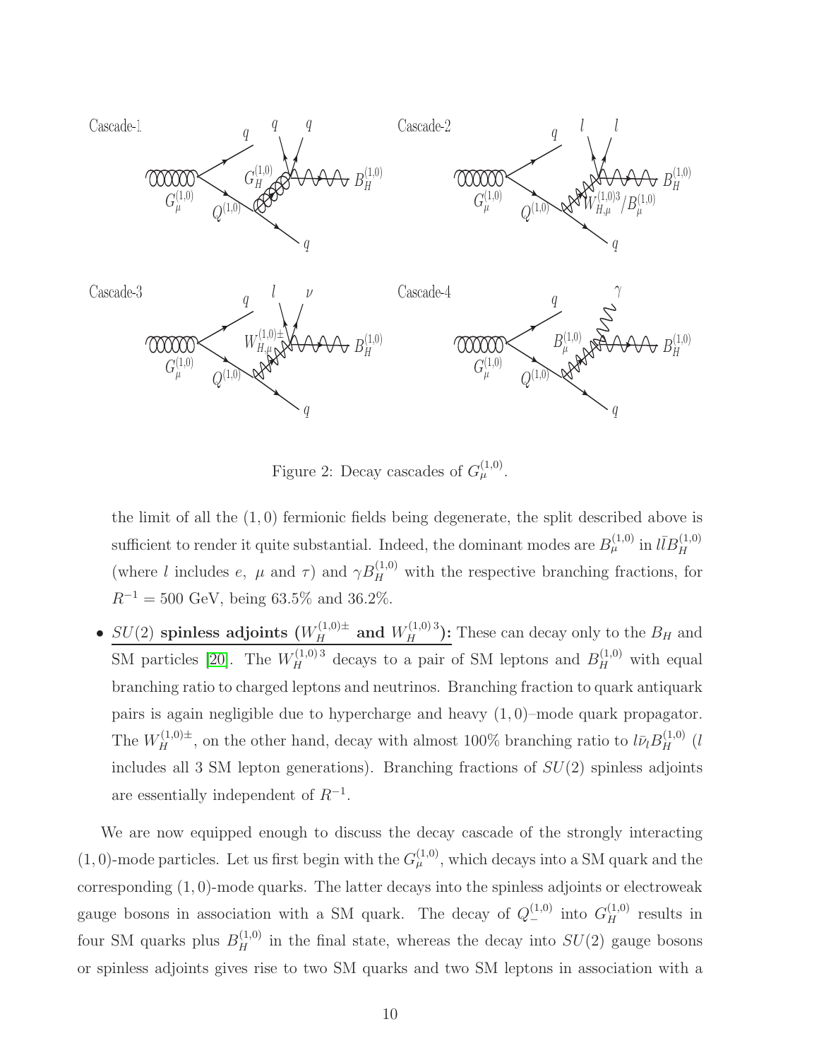Figure 2: Decay cascades of $G_\mu^{(1,0)}$.

the limit of all the $(1,0)$ fermionic fields being degenerate, the split described above is sufficient to render it quite substantial. Indeed, the dominant modes are $B_\mu^{(1,0)}$ in $l\bar{l}B_H^{(1,0)}$ (where $l$ includes $e$, $\mu$ and $\tau$) and $\gamma B_H^{(1,0)}$ with the respective branching fractions, for $R^{-1} = 500$ GeV, being 63.5% and 36.2%.

- **$SU(2)$ spinless adjoints ($W_H^{(1,0)\pm}$ and $W_H^{(1,0)\,3}$):** These can decay only to the $B_H$ and SM particles [20]. The $W_H^{(1,0)\,3}$ decays to a pair of SM leptons and $B_H^{(1,0)}$ with equal branching ratio to charged leptons and neutrinos. Branching fraction to quark antiquark pairs is again negligible due to hypercharge and heavy $(1,0)$–mode quark propagator. The $W_H^{(1,0)\pm}$, on the other hand, decay with almost 100% branching ratio to $l\bar{\nu}_l B_H^{(1,0)}$ ($l$ includes all 3 SM lepton generations). Branching fractions of $SU(2)$ spinless adjoints are essentially independent of $R^{-1}$.

We are now equipped enough to discuss the decay cascade of the strongly interacting $(1,0)$-mode particles. Let us first begin with the $G_\mu^{(1,0)}$, which decays into a SM quark and the corresponding $(1,0)$-mode quarks. The latter decays into the spinless adjoints or electroweak gauge bosons in association with a SM quark. The decay of $Q_-^{(1,0)}$ into $G_H^{(1,0)}$ results in four SM quarks plus $B_H^{(1,0)}$ in the final state, whereas the decay into $SU(2)$ gauge bosons or spinless adjoints gives rise to two SM quarks and two SM leptons in association with a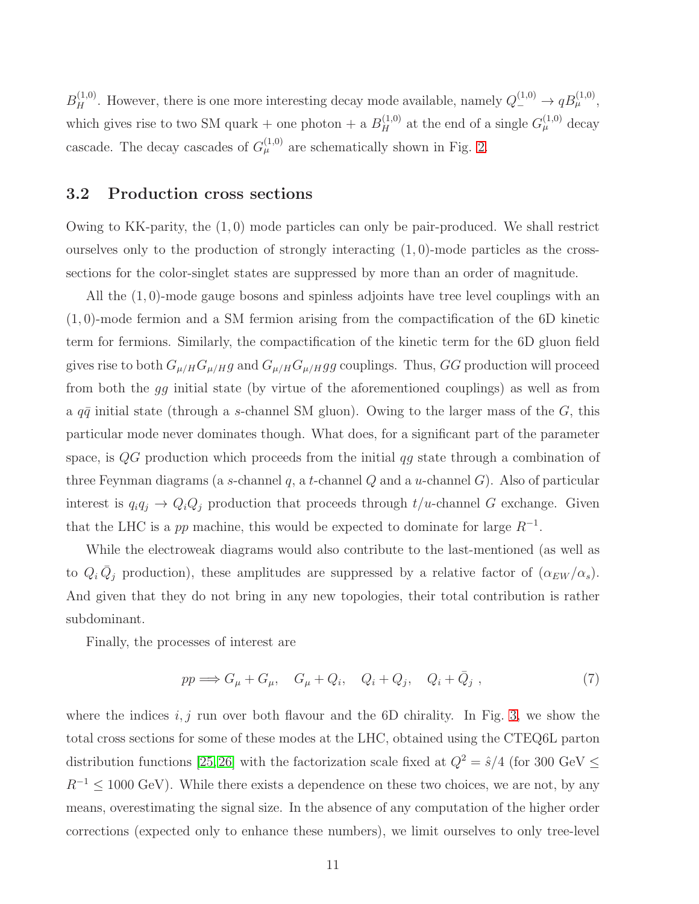$B_H^{(1,0)}$. However, there is one more interesting decay mode available, namely $Q_-^{(1,0)} \to q B_\mu^{(1,0)}$, which gives rise to two SM quark + one photon + a $B_H^{(1,0)}$ at the end of a single $G_\mu^{(1,0)}$ decay cascade. The decay cascades of $G_\mu^{(1,0)}$ are schematically shown in Fig. 2.

### 3.2 Production cross sections

Owing to KK-parity, the $(1,0)$ mode particles can only be pair-produced. We shall restrict ourselves only to the production of strongly interacting $(1,0)$-mode particles as the cross-sections for the color-singlet states are suppressed by more than an order of magnitude.

All the $(1,0)$-mode gauge bosons and spinless adjoints have tree level couplings with an $(1,0)$-mode fermion and a SM fermion arising from the compactification of the 6D kinetic term for fermions. Similarly, the compactification of the kinetic term for the 6D gluon field gives rise to both $G_{\mu/H} G_{\mu/H} g$ and $G_{\mu/H} G_{\mu/H} g g$ couplings. Thus, $GG$ production will proceed from both the $gg$ initial state (by virtue of the aforementioned couplings) as well as from a $q\bar{q}$ initial state (through a $s$-channel SM gluon). Owing to the larger mass of the $G$, this particular mode never dominates though. What does, for a significant part of the parameter space, is $QG$ production which proceeds from the initial $qg$ state through a combination of three Feynman diagrams (a $s$-channel $q$, a $t$-channel $Q$ and a $u$-channel $G$). Also of particular interest is $q_i q_j \to Q_i Q_j$ production that proceeds through $t/u$-channel $G$ exchange. Given that the LHC is a $pp$ machine, this would be expected to dominate for large $R^{-1}$.

While the electroweak diagrams would also contribute to the last-mentioned (as well as to $Q_i \bar{Q}_j$ production), these amplitudes are suppressed by a relative factor of $(\alpha_{EW}/\alpha_s)$. And given that they do not bring in any new topologies, their total contribution is rather subdominant.

Finally, the processes of interest are

$$pp \Longrightarrow G_\mu + G_\mu, \quad G_\mu + Q_i, \quad Q_i + Q_j, \quad Q_i + \bar{Q}_j \ , \tag{7}$$

where the indices $i, j$ run over both flavour and the 6D chirality. In Fig. 3, we show the total cross sections for some of these modes at the LHC, obtained using the CTEQ6L parton distribution functions [25, 26] with the factorization scale fixed at $Q^2 = \hat{s}/4$ (for 300 GeV $\leq R^{-1} \leq$ 1000 GeV). While there exists a dependence on these two choices, we are not, by any means, overestimating the signal size. In the absence of any computation of the higher order corrections (expected only to enhance these numbers), we limit ourselves to only tree-level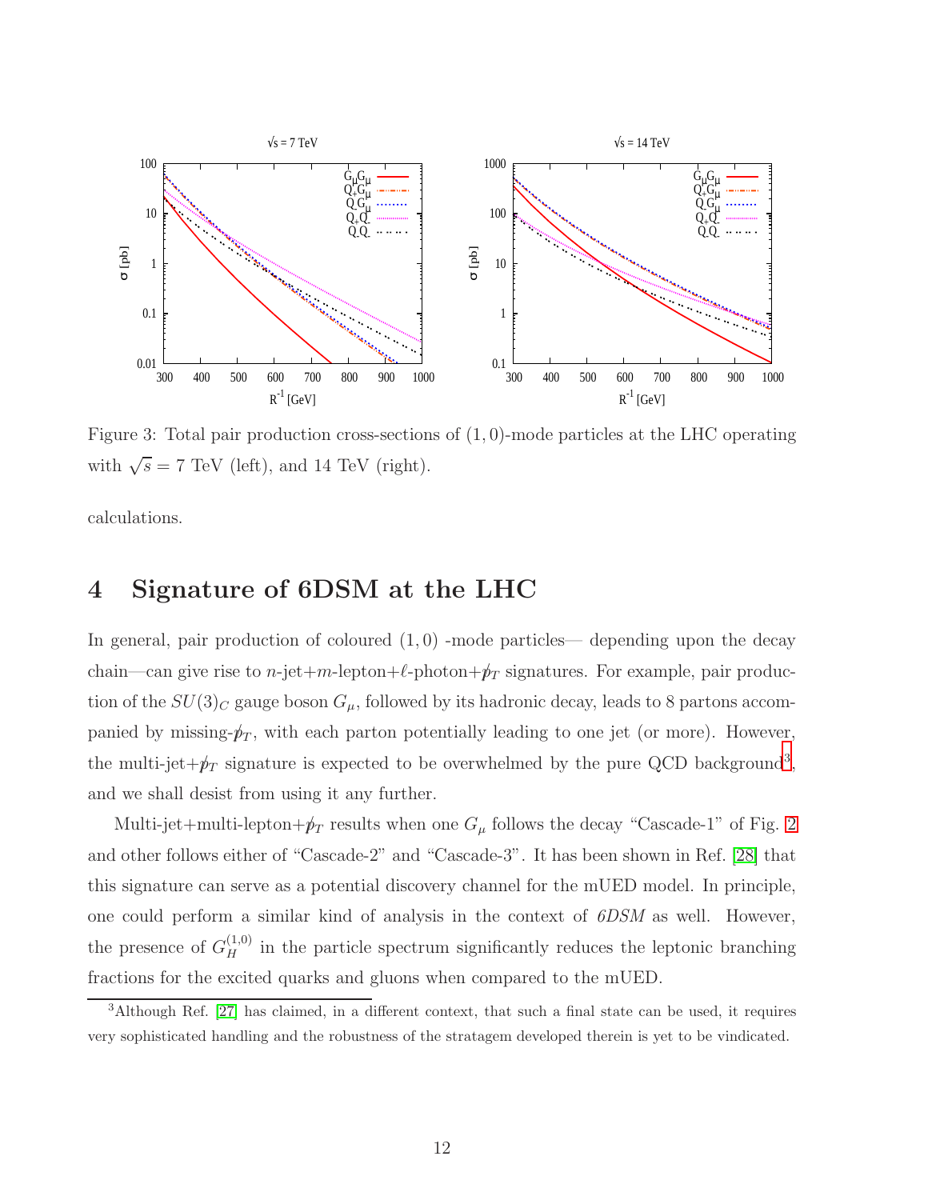Figure 3: Total pair production cross-sections of $(1,0)$-mode particles at the LHC operating with $\sqrt{s} = 7$ TeV (left), and 14 TeV (right).

calculations.

# 4 Signature of 6DSM at the LHC

In general, pair production of coloured $(1,0)$ -mode particles— depending upon the decay chain—can give rise to $n$-jet+$m$-lepton+$\ell$-photon+$\not{p}_T$ signatures. For example, pair production of the $SU(3)_C$ gauge boson $G_\mu$, followed by its hadronic decay, leads to 8 partons accompanied by missing-$\not{p}_T$, with each parton potentially leading to one jet (or more). However, the multi-jet+$\not{p}_T$ signature is expected to be overwhelmed by the pure QCD background[3], and we shall desist from using it any further.

Multi-jet+multi-lepton+$\not{p}_T$ results when one $G_\mu$ follows the decay "Cascade-1" of Fig. 2 and other follows either of "Cascade-2" and "Cascade-3". It has been shown in Ref. [28] that this signature can serve as a potential discovery channel for the mUED model. In principle, one could perform a similar kind of analysis in the context of *6DSM* as well. However, the presence of $G_H^{(1,0)}$ in the particle spectrum significantly reduces the leptonic branching fractions for the excited quarks and gluons when compared to the mUED.

[3]Although Ref. [27] has claimed, in a different context, that such a final state can be used, it requires very sophisticated handling and the robustness of the stratagem developed therein is yet to be vindicated.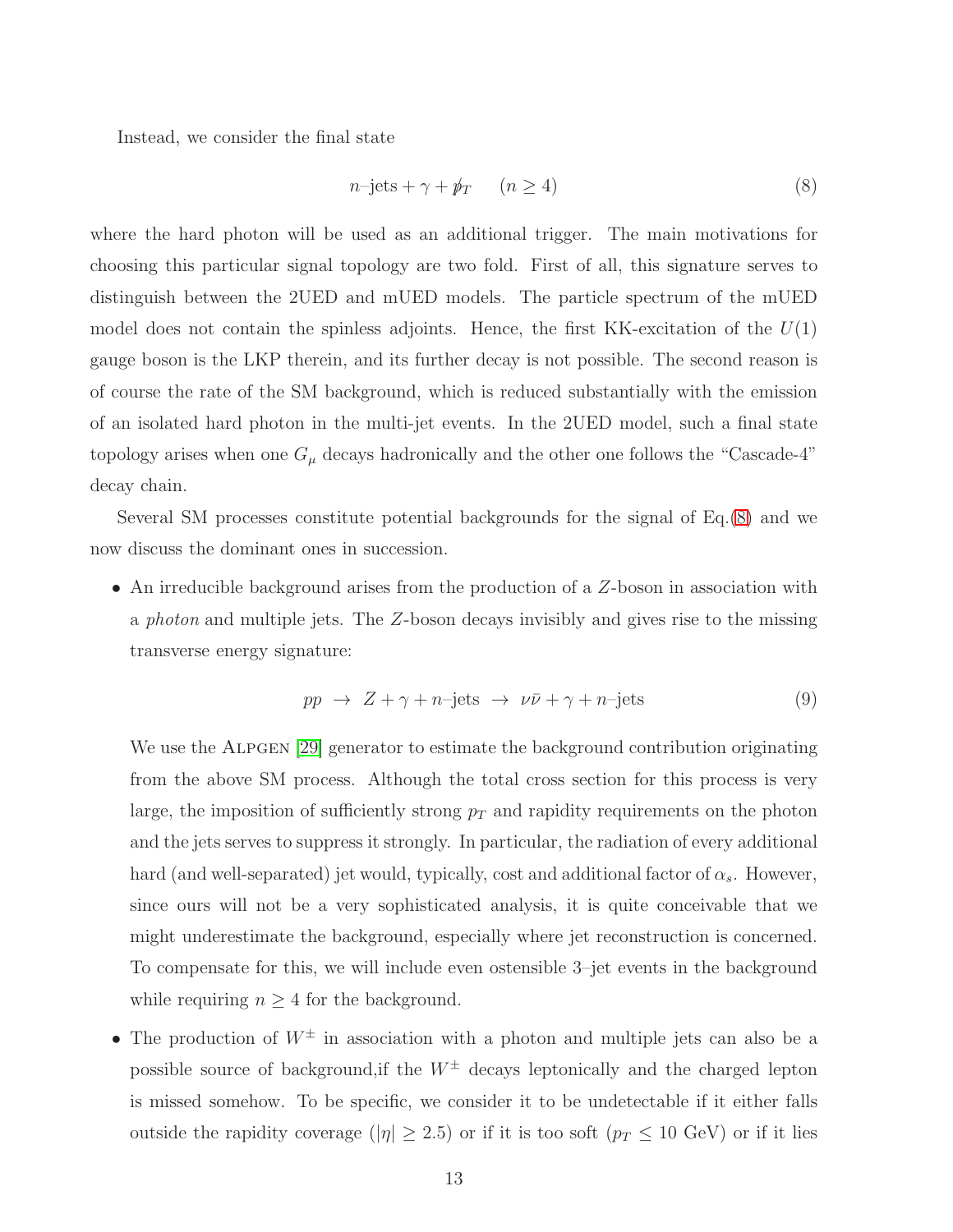Instead, we consider the final state

$$n\text{–jets} + \gamma + \not{p}_T \qquad (n \geq 4) \tag{8}$$

where the hard photon will be used as an additional trigger. The main motivations for choosing this particular signal topology are two fold. First of all, this signature serves to distinguish between the 2UED and mUED models. The particle spectrum of the mUED model does not contain the spinless adjoints. Hence, the first KK-excitation of the $U(1)$ gauge boson is the LKP therein, and its further decay is not possible. The second reason is of course the rate of the SM background, which is reduced substantially with the emission of an isolated hard photon in the multi-jet events. In the 2UED model, such a final state topology arises when one $G_\mu$ decays hadronically and the other one follows the "Cascade-4" decay chain.

Several SM processes constitute potential backgrounds for the signal of Eq.(8) and we now discuss the dominant ones in succession.

- An irreducible background arises from the production of a $Z$-boson in association with a *photon* and multiple jets. The $Z$-boson decays invisibly and gives rise to the missing transverse energy signature:

$$pp \;\rightarrow\; Z + \gamma + n\text{–jets} \;\rightarrow\; \nu\bar{\nu} + \gamma + n\text{–jets} \tag{9}$$

  We use the Alpgen [29] generator to estimate the background contribution originating from the above SM process. Although the total cross section for this process is very large, the imposition of sufficiently strong $p_T$ and rapidity requirements on the photon and the jets serves to suppress it strongly. In particular, the radiation of every additional hard (and well-separated) jet would, typically, cost and additional factor of $\alpha_s$. However, since ours will not be a very sophisticated analysis, it is quite conceivable that we might underestimate the background, especially where jet reconstruction is concerned. To compensate for this, we will include even ostensible 3–jet events in the background while requiring $n \geq 4$ for the background.

- The production of $W^\pm$ in association with a photon and multiple jets can also be a possible source of background,if the $W^\pm$ decays leptonically and the charged lepton is missed somehow. To be specific, we consider it to be undetectable if it either falls outside the rapidity coverage ($|\eta| \geq 2.5$) or if it is too soft ($p_T \leq 10$ GeV) or if it lies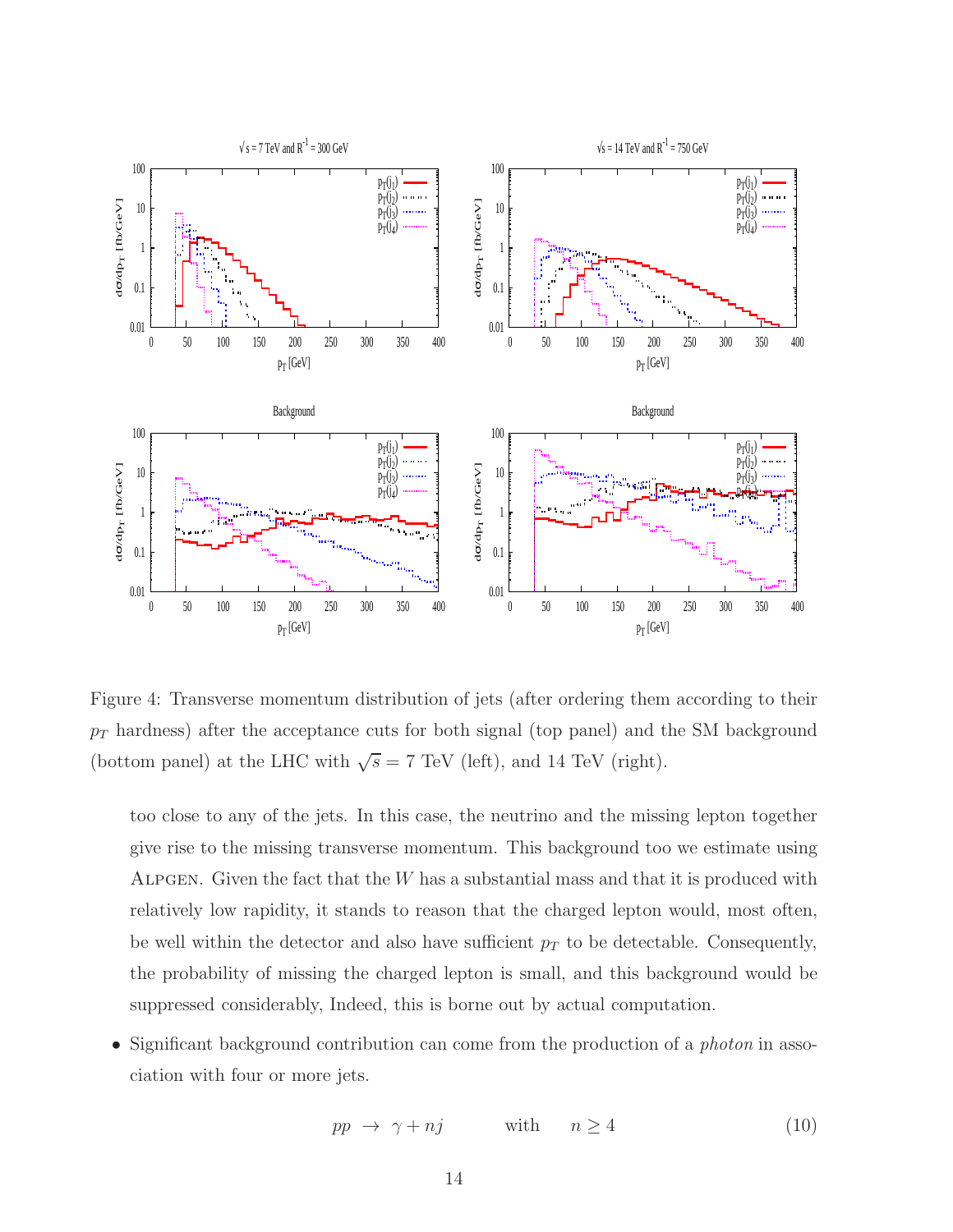Figure 4: Transverse momentum distribution of jets (after ordering them according to their $p_T$ hardness) after the acceptance cuts for both signal (top panel) and the SM background (bottom panel) at the LHC with $\sqrt{s} = 7$ TeV (left), and 14 TeV (right).

too close to any of the jets. In this case, the neutrino and the missing lepton together give rise to the missing transverse momentum. This background too we estimate using ALPGEN. Given the fact that the $W$ has a substantial mass and that it is produced with relatively low rapidity, it stands to reason that the charged lepton would, most often, be well within the detector and also have sufficient $p_T$ to be detectable. Consequently, the probability of missing the charged lepton is small, and this background would be suppressed considerably, Indeed, this is borne out by actual computation.

- Significant background contribution can come from the production of a *photon* in association with four or more jets.

$$pp \rightarrow \gamma + nj \qquad \text{with} \qquad n \geq 4 \tag{10}$$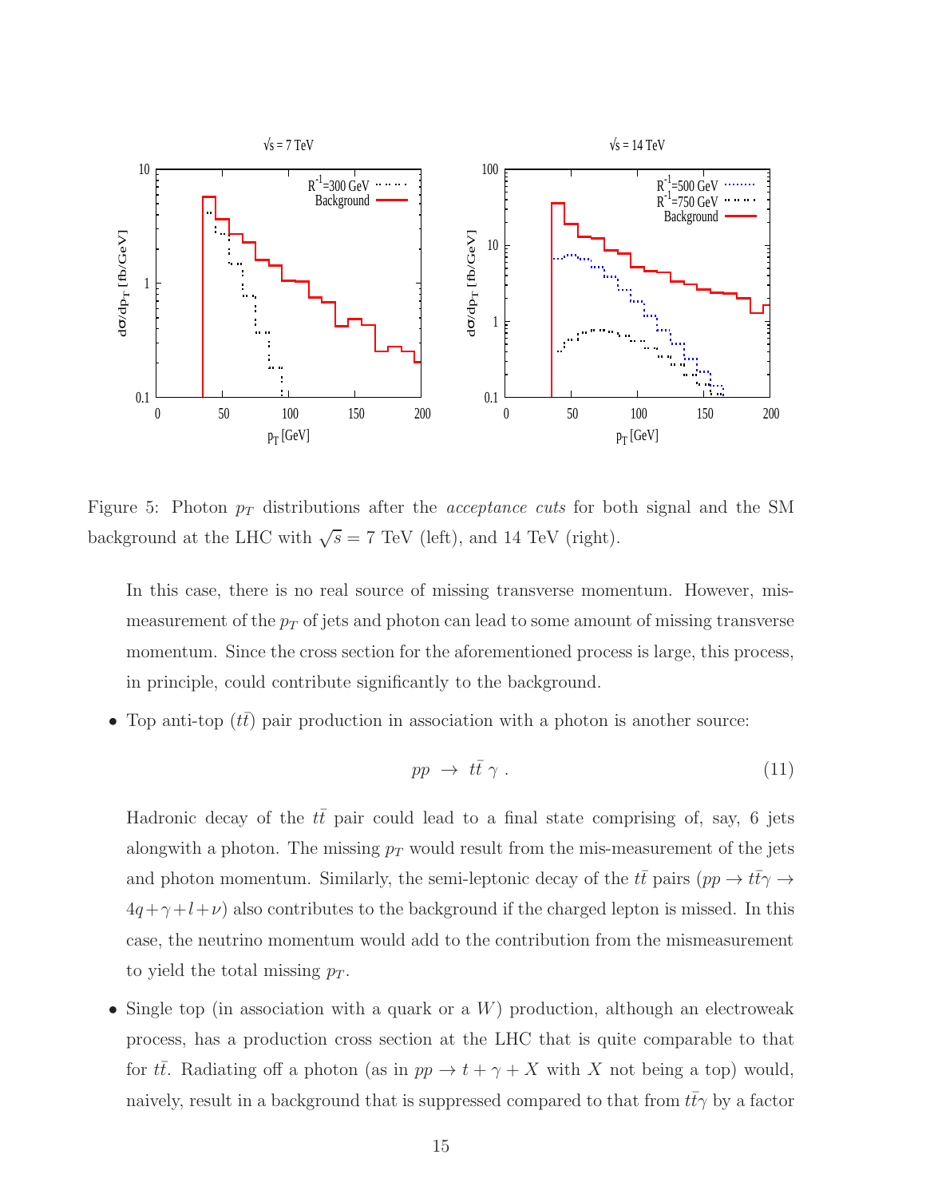Figure 5: Photon $p_T$ distributions after the *acceptance cuts* for both signal and the SM background at the LHC with $\sqrt{s} = 7$ TeV (left), and 14 TeV (right).

In this case, there is no real source of missing transverse momentum. However, mis-measurement of the $p_T$ of jets and photon can lead to some amount of missing transverse momentum. Since the cross section for the aforementioned process is large, this process, in principle, could contribute significantly to the background.

- Top anti-top ($t\bar{t}$) pair production in association with a photon is another source:

$$pp \rightarrow t\bar{t}\,\gamma \, . \tag{11}$$

Hadronic decay of the $t\bar{t}$ pair could lead to a final state comprising of, say, 6 jets alongwith a photon. The missing $p_T$ would result from the mis-measurement of the jets and photon momentum. Similarly, the semi-leptonic decay of the $t\bar{t}$ pairs ($pp \rightarrow t\bar{t}\gamma \rightarrow 4q+\gamma+l+\nu$) also contributes to the background if the charged lepton is missed. In this case, the neutrino momentum would add to the contribution from the mismeasurement to yield the total missing $p_T$.

- Single top (in association with a quark or a $W$) production, although an electroweak process, has a production cross section at the LHC that is quite comparable to that for $t\bar{t}$. Radiating off a photon (as in $pp \rightarrow t + \gamma + X$ with $X$ not being a top) would, naively, result in a background that is suppressed compared to that from $t\bar{t}\gamma$ by a factor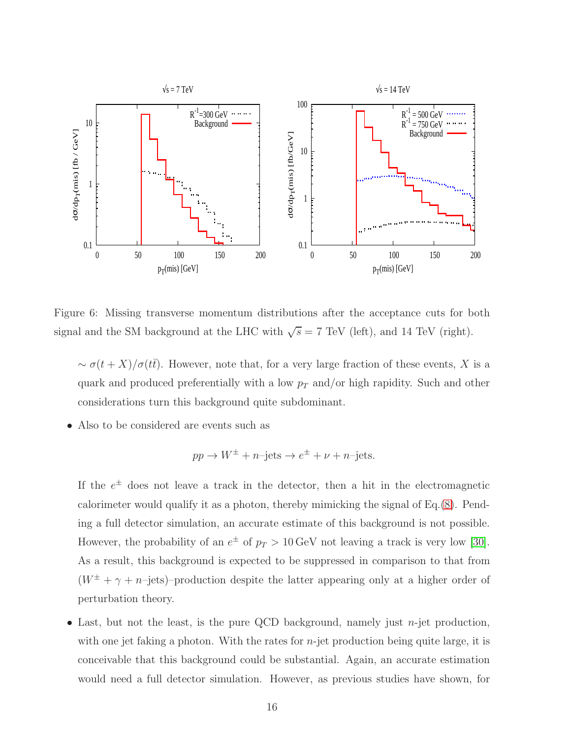Figure 6: Missing transverse momentum distributions after the acceptance cuts for both signal and the SM background at the LHC with $\sqrt{s} = 7$ TeV (left), and 14 TeV (right).

$\sim \sigma(t + X)/\sigma(t\bar{t})$. However, note that, for a very large fraction of these events, $X$ is a quark and produced preferentially with a low $p_T$ and/or high rapidity. Such and other considerations turn this background quite subdominant.

- Also to be considered are events such as

$$pp \to W^{\pm} + n\text{–jets} \to e^{\pm} + \nu + n\text{–jets}.$$

If the $e^{\pm}$ does not leave a track in the detector, then a hit in the electromagnetic calorimeter would qualify it as a photon, thereby mimicking the signal of Eq.(8). Pending a full detector simulation, an accurate estimate of this background is not possible. However, the probability of an $e^{\pm}$ of $p_T > 10\,\text{GeV}$ not leaving a track is very low [30]. As a result, this background is expected to be suppressed in comparison to that from $(W^{\pm} + \gamma + n\text{–jets})$–production despite the latter appearing only at a higher order of perturbation theory.

- Last, but not the least, is the pure QCD background, namely just $n$-jet production, with one jet faking a photon. With the rates for $n$-jet production being quite large, it is conceivable that this background could be substantial. Again, an accurate estimation would need a full detector simulation. However, as previous studies have shown, for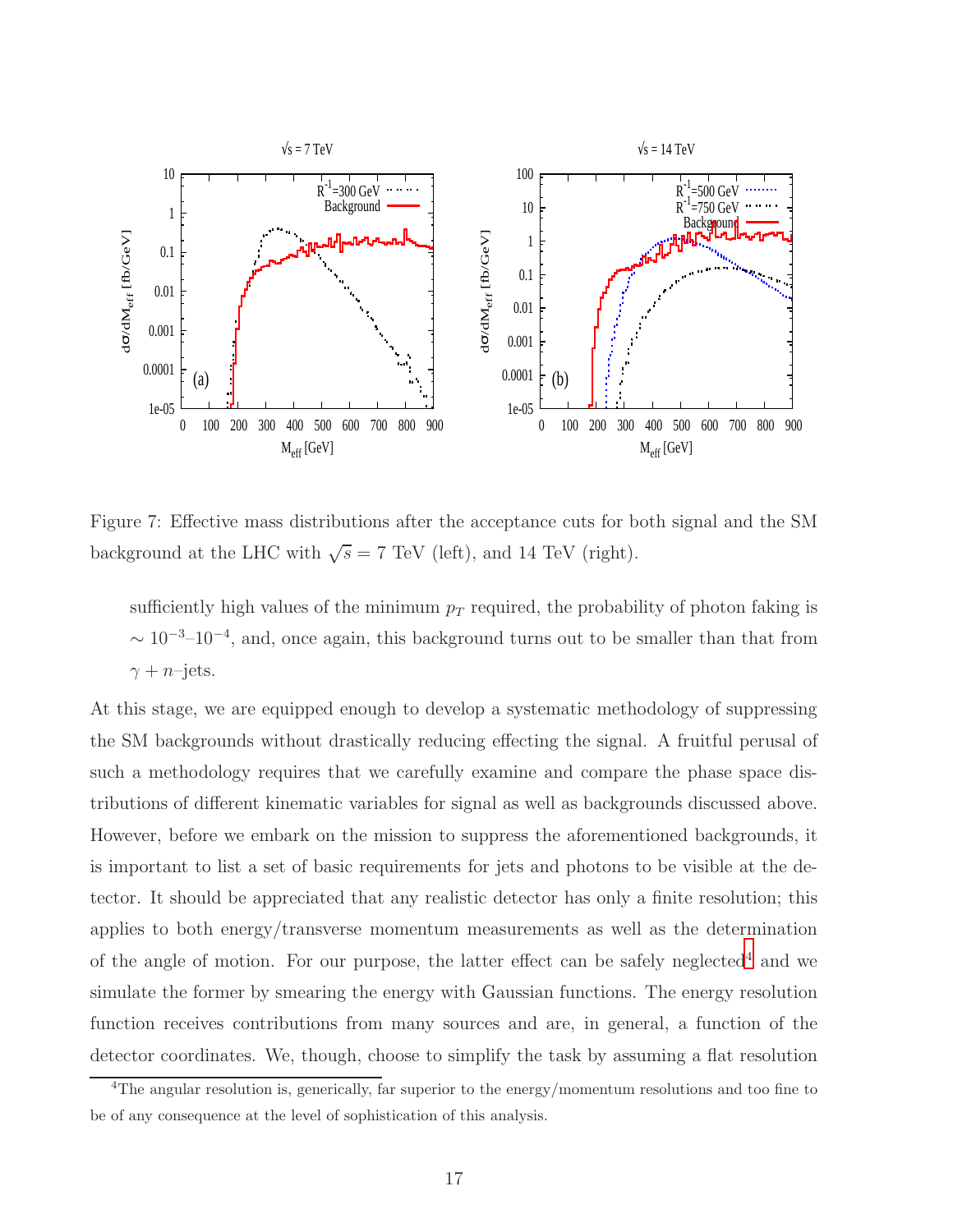Figure 7: Effective mass distributions after the acceptance cuts for both signal and the SM background at the LHC with $\sqrt{s} = 7$ TeV (left), and 14 TeV (right).

> sufficiently high values of the minimum $p_T$ required, the probability of photon faking is $\sim 10^{-3}$–$10^{-4}$, and, once again, this background turns out to be smaller than that from $\gamma + n$–jets.

At this stage, we are equipped enough to develop a systematic methodology of suppressing the SM backgrounds without drastically reducing effecting the signal. A fruitful perusal of such a methodology requires that we carefully examine and compare the phase space distributions of different kinematic variables for signal as well as backgrounds discussed above. However, before we embark on the mission to suppress the aforementioned backgrounds, it is important to list a set of basic requirements for jets and photons to be visible at the detector. It should be appreciated that any realistic detector has only a finite resolution; this applies to both energy/transverse momentum measurements as well as the determination of the angle of motion. For our purpose, the latter effect can be safely neglected[4] and we simulate the former by smearing the energy with Gaussian functions. The energy resolution function receives contributions from many sources and are, in general, a function of the detector coordinates. We, though, choose to simplify the task by assuming a flat resolution

[4]The angular resolution is, generically, far superior to the energy/momentum resolutions and too fine to be of any consequence at the level of sophistication of this analysis.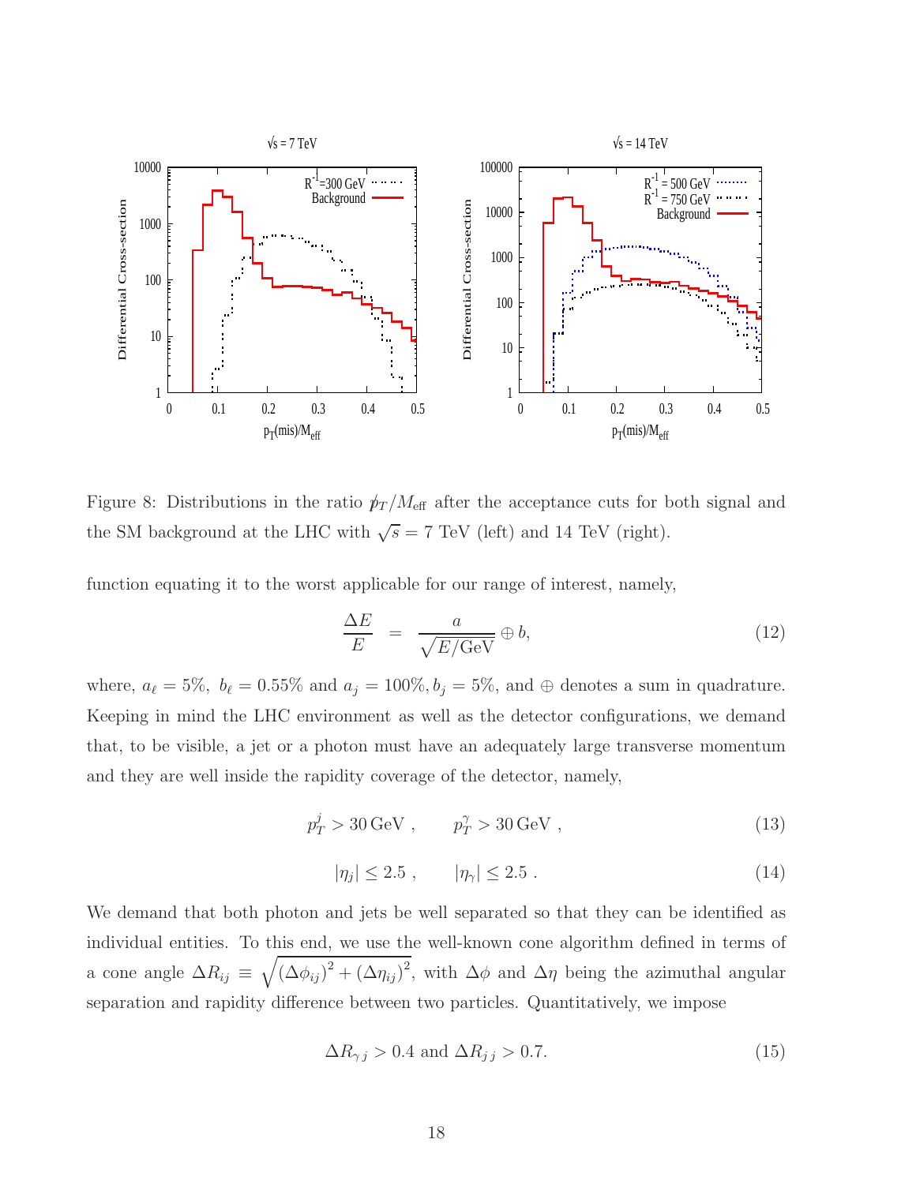Figure 8: Distributions in the ratio $\not{p}_T/M_{\rm eff}$ after the acceptance cuts for both signal and the SM background at the LHC with $\sqrt{s} = 7$ TeV (left) and 14 TeV (right).

function equating it to the worst applicable for our range of interest, namely,

$$\frac{\Delta E}{E} = \frac{a}{\sqrt{E/{\rm GeV}}} \oplus b, \tag{12}$$

where, $a_\ell = 5\%$, $b_\ell = 0.55\%$ and $a_j = 100\%, b_j = 5\%$, and $\oplus$ denotes a sum in quadrature. Keeping in mind the LHC environment as well as the detector configurations, we demand that, to be visible, a jet or a photon must have an adequately large transverse momentum and they are well inside the rapidity coverage of the detector, namely,

$$p_T^j > 30\,{\rm GeV}\ , \qquad p_T^\gamma > 30\,{\rm GeV}\ , \tag{13}$$

$$|\eta_j| \leq 2.5\ , \qquad |\eta_\gamma| \leq 2.5\ . \tag{14}$$

We demand that both photon and jets be well separated so that they can be identified as individual entities. To this end, we use the well-known cone algorithm defined in terms of a cone angle $\Delta R_{ij} \equiv \sqrt{(\Delta\phi_{ij})^2 + (\Delta\eta_{ij})^2}$, with $\Delta\phi$ and $\Delta\eta$ being the azimuthal angular separation and rapidity difference between two particles. Quantitatively, we impose

$$\Delta R_{\gamma j} > 0.4 \text{ and } \Delta R_{jj} > 0.7. \tag{15}$$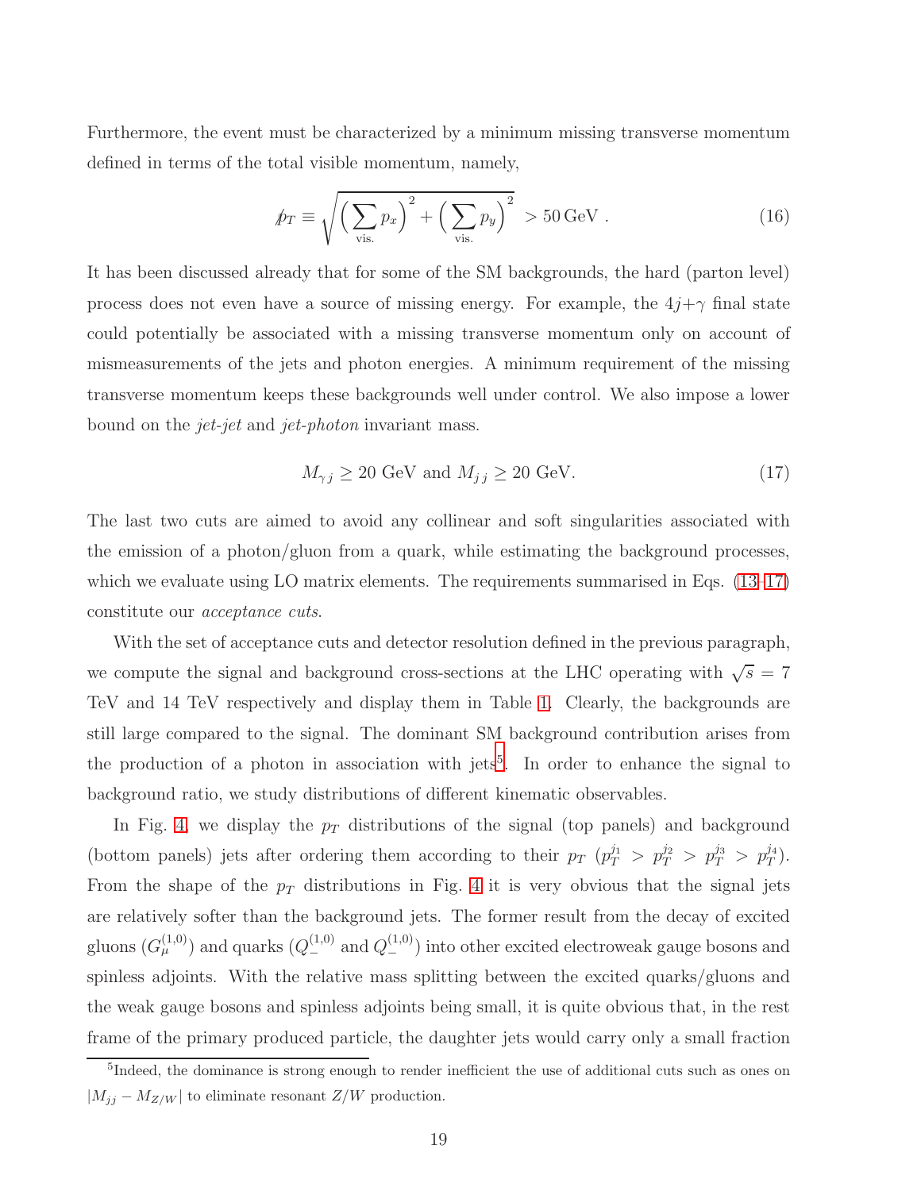Furthermore, the event must be characterized by a minimum missing transverse momentum defined in terms of the total visible momentum, namely,

$$
\not{p}_T \equiv \sqrt{\Big(\sum_{\text{vis.}} p_x\Big)^2 + \Big(\sum_{\text{vis.}} p_y\Big)^2} > 50\,\text{GeV} . \tag{16}
$$

It has been discussed already that for some of the SM backgrounds, the hard (parton level) process does not even have a source of missing energy. For example, the $4j+\gamma$ final state could potentially be associated with a missing transverse momentum only on account of mismeasurements of the jets and photon energies. A minimum requirement of the missing transverse momentum keeps these backgrounds well under control. We also impose a lower bound on the *jet-jet* and *jet-photon* invariant mass.

$$
M_{\gamma j} \geq 20 \text{ GeV and } M_{j\,j} \geq 20 \text{ GeV}. \tag{17}
$$

The last two cuts are aimed to avoid any collinear and soft singularities associated with the emission of a photon/gluon from a quark, while estimating the background processes, which we evaluate using LO matrix elements. The requirements summarised in Eqs. (13–17) constitute our *acceptance cuts*.

With the set of acceptance cuts and detector resolution defined in the previous paragraph, we compute the signal and background cross-sections at the LHC operating with $\sqrt{s} = 7$ TeV and 14 TeV respectively and display them in Table 1. Clearly, the backgrounds are still large compared to the signal. The dominant SM background contribution arises from the production of a photon in association with jets[5]. In order to enhance the signal to background ratio, we study distributions of different kinematic observables.

In Fig. 4, we display the $p_T$ distributions of the signal (top panels) and background (bottom panels) jets after ordering them according to their $p_T$ ($p_T^{j_1} > p_T^{j_2} > p_T^{j_3} > p_T^{j_4}$). From the shape of the $p_T$ distributions in Fig. 4 it is very obvious that the signal jets are relatively softer than the background jets. The former result from the decay of excited gluons ($G_\mu^{(1,0)}$) and quarks ($Q_-^{(1,0)}$ and $Q_-^{(1,0)}$) into other excited electroweak gauge bosons and spinless adjoints. With the relative mass splitting between the excited quarks/gluons and the weak gauge bosons and spinless adjoints being small, it is quite obvious that, in the rest frame of the primary produced particle, the daughter jets would carry only a small fraction

[5]Indeed, the dominance is strong enough to render inefficient the use of additional cuts such as ones on $|M_{jj} - M_{Z/W}|$ to eliminate resonant $Z/W$ production.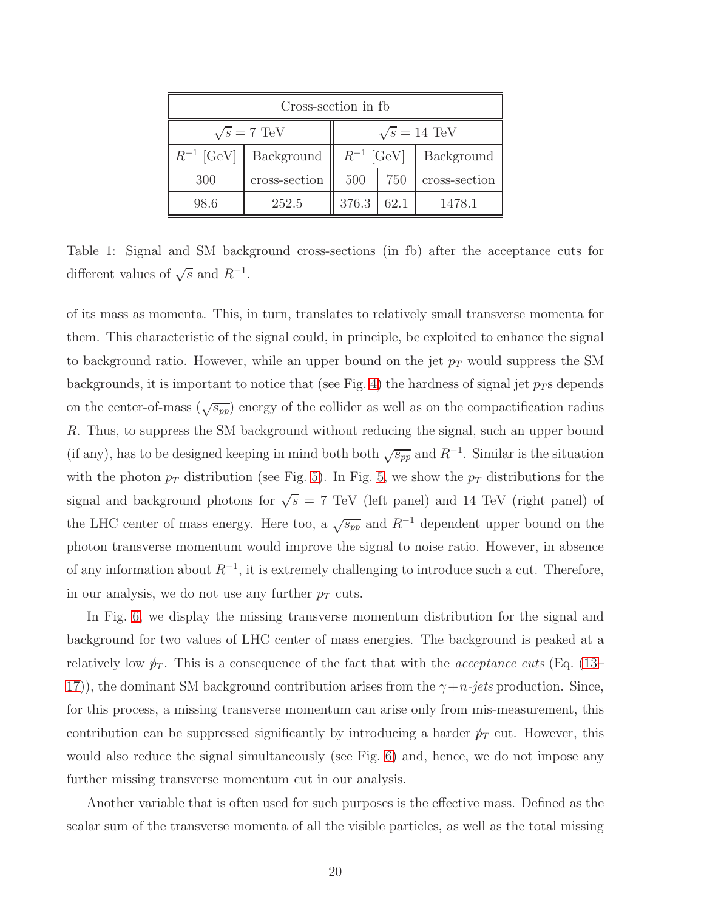| Cross-section in fb | | | | |
|---|---|---|---|---|
| $\sqrt{s} = 7$ TeV | | $\sqrt{s} = 14$ TeV | | |
| $R^{-1}$ [GeV] | Background | $R^{-1}$ [GeV] | | Background |
| 300 | cross-section | 500 | 750 | cross-section |
| 98.6 | 252.5 | 376.3 | 62.1 | 1478.1 |

Table 1: Signal and SM background cross-sections (in fb) after the acceptance cuts for different values of $\sqrt{s}$ and $R^{-1}$.

of its mass as momenta. This, in turn, translates to relatively small transverse momenta for them. This characteristic of the signal could, in principle, be exploited to enhance the signal to background ratio. However, while an upper bound on the jet $p_T$ would suppress the SM backgrounds, it is important to notice that (see Fig. 4) the hardness of signal jet $p_T$s depends on the center-of-mass ($\sqrt{s_{pp}}$) energy of the collider as well as on the compactification radius $R$. Thus, to suppress the SM background without reducing the signal, such an upper bound (if any), has to be designed keeping in mind both both $\sqrt{s_{pp}}$ and $R^{-1}$. Similar is the situation with the photon $p_T$ distribution (see Fig. 5). In Fig. 5, we show the $p_T$ distributions for the signal and background photons for $\sqrt{s} = 7$ TeV (left panel) and 14 TeV (right panel) of the LHC center of mass energy. Here too, a $\sqrt{s_{pp}}$ and $R^{-1}$ dependent upper bound on the photon transverse momentum would improve the signal to noise ratio. However, in absence of any information about $R^{-1}$, it is extremely challenging to introduce such a cut. Therefore, in our analysis, we do not use any further $p_T$ cuts.

In Fig. 6, we display the missing transverse momentum distribution for the signal and background for two values of LHC center of mass energies. The background is peaked at a relatively low $\not{p}_T$. This is a consequence of the fact that with the *acceptance cuts* (Eq. (13–17)), the dominant SM background contribution arises from the $\gamma + n$-*jets* production. Since, for this process, a missing transverse momentum can arise only from mis-measurement, this contribution can be suppressed significantly by introducing a harder $\not{p}_T$ cut. However, this would also reduce the signal simultaneously (see Fig. 6) and, hence, we do not impose any further missing transverse momentum cut in our analysis.

Another variable that is often used for such purposes is the effective mass. Defined as the scalar sum of the transverse momenta of all the visible particles, as well as the total missing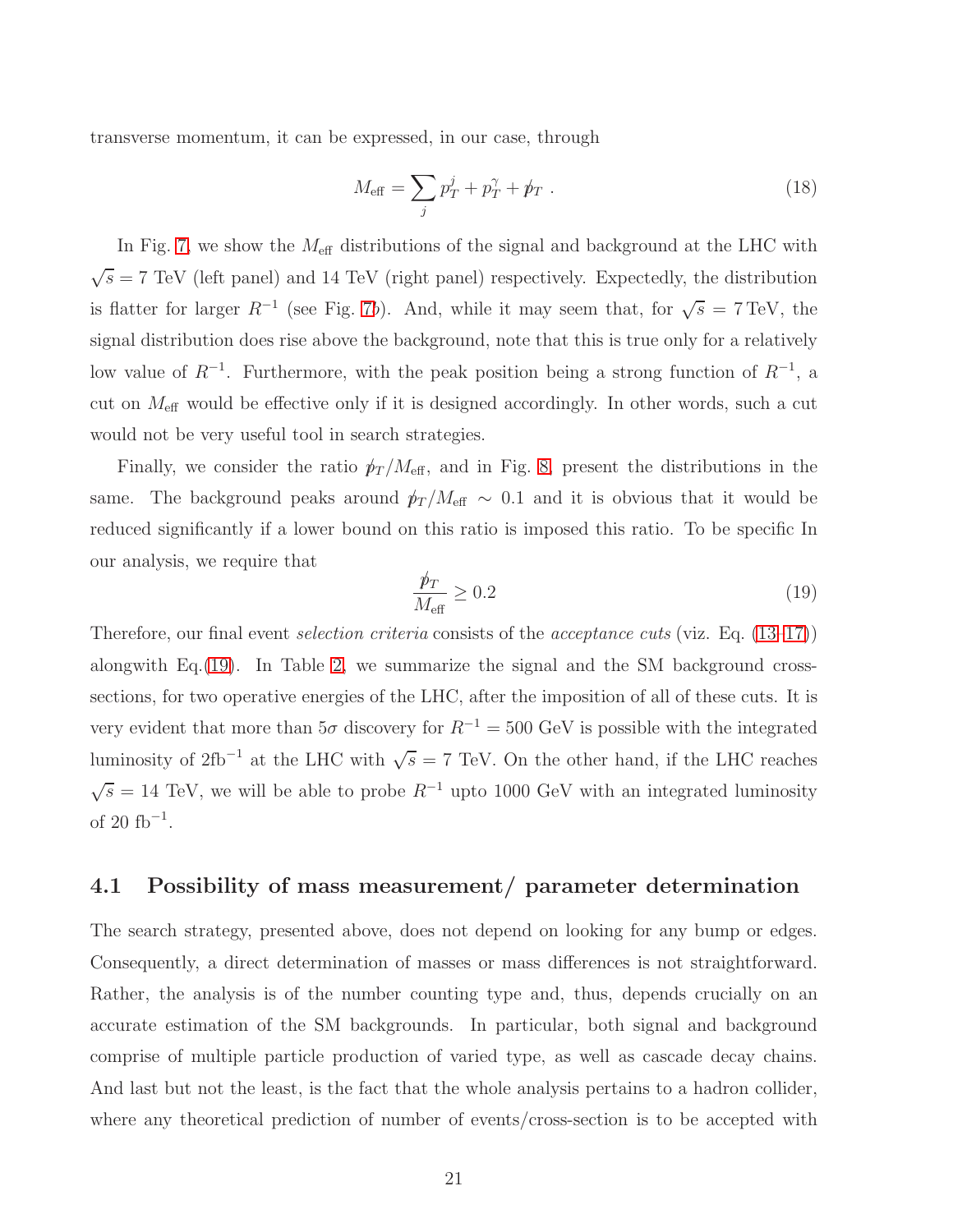transverse momentum, it can be expressed, in our case, through

$$M_{\rm eff} = \sum_j p_T^j + p_T^\gamma + \not{p}_T \ . \tag{18}$$

In Fig. 7, we show the $M_{\rm eff}$ distributions of the signal and background at the LHC with $\sqrt{s} = 7$ TeV (left panel) and 14 TeV (right panel) respectively. Expectedly, the distribution is flatter for larger $R^{-1}$ (see Fig. 7b). And, while it may seem that, for $\sqrt{s} = 7$ TeV, the signal distribution does rise above the background, note that this is true only for a relatively low value of $R^{-1}$. Furthermore, with the peak position being a strong function of $R^{-1}$, a cut on $M_{\rm eff}$ would be effective only if it is designed accordingly. In other words, such a cut would not be very useful tool in search strategies.

Finally, we consider the ratio $\not{p}_T/M_{\rm eff}$, and in Fig. 8, present the distributions in the same. The background peaks around $\not{p}_T/M_{\rm eff} \sim 0.1$ and it is obvious that it would be reduced significantly if a lower bound on this ratio is imposed this ratio. To be specific In our analysis, we require that

$$\frac{\not{p}_T}{M_{\rm eff}} \geq 0.2 \tag{19}$$

Therefore, our final event *selection criteria* consists of the *acceptance cuts* (viz. Eq. (13–17)) alongwith Eq.(19). In Table 2, we summarize the signal and the SM background cross-sections, for two operative energies of the LHC, after the imposition of all of these cuts. It is very evident that more than $5\sigma$ discovery for $R^{-1} = 500$ GeV is possible with the integrated luminosity of 2fb$^{-1}$ at the LHC with $\sqrt{s} = 7$ TeV. On the other hand, if the LHC reaches $\sqrt{s} = 14$ TeV, we will be able to probe $R^{-1}$ upto 1000 GeV with an integrated luminosity of 20 fb$^{-1}$.

### 4.1 Possibility of mass measurement/ parameter determination

The search strategy, presented above, does not depend on looking for any bump or edges. Consequently, a direct determination of masses or mass differences is not straightforward. Rather, the analysis is of the number counting type and, thus, depends crucially on an accurate estimation of the SM backgrounds. In particular, both signal and background comprise of multiple particle production of varied type, as well as cascade decay chains. And last but not the least, is the fact that the whole analysis pertains to a hadron collider, where any theoretical prediction of number of events/cross-section is to be accepted with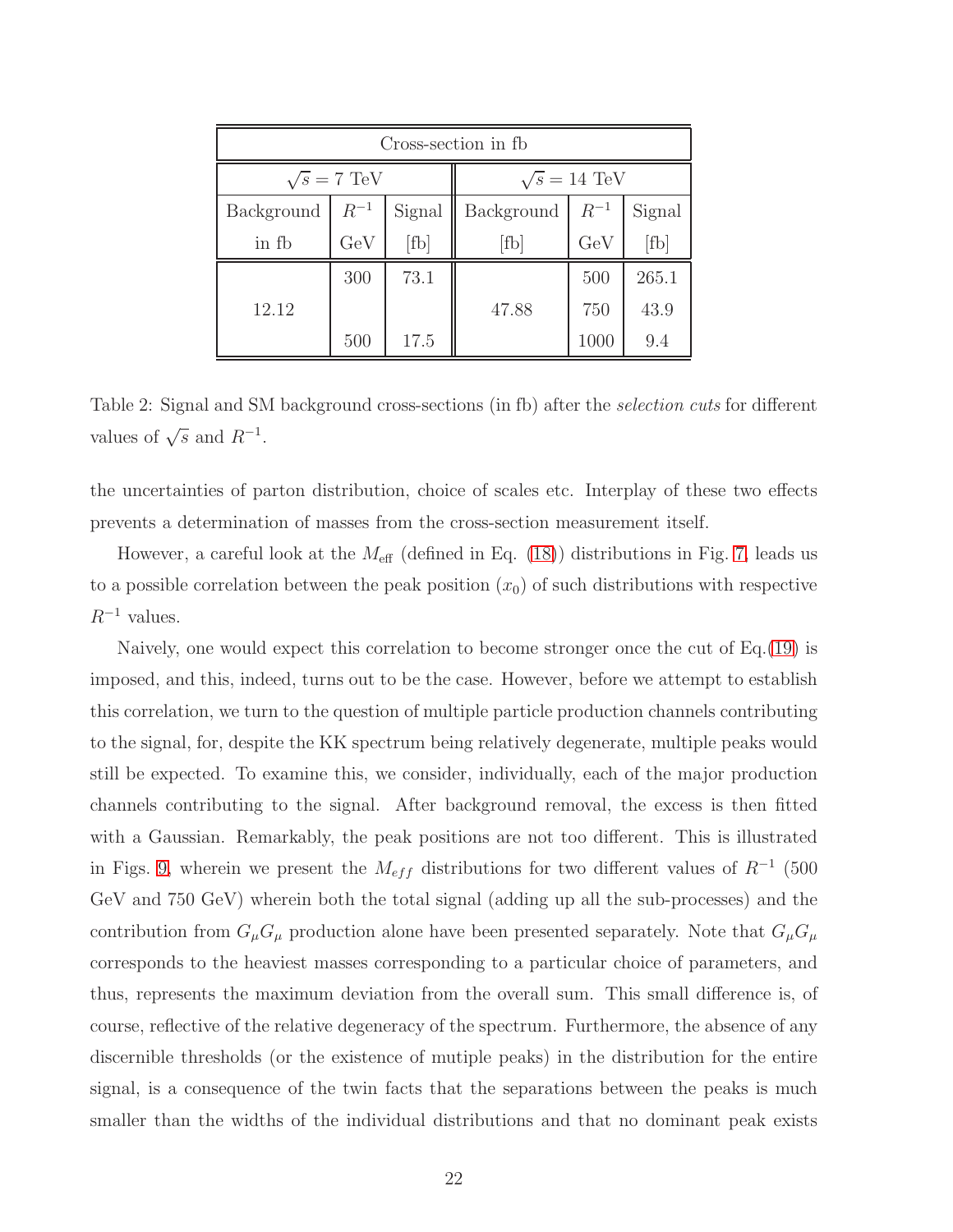| Cross-section in fb | | | | | |
|---|---|---|---|---|---|
| $\sqrt{s} = 7$ TeV | | | $\sqrt{s} = 14$ TeV | | |
| Background in fb | $R^{-1}$ GeV | Signal [fb] | Background [fb] | $R^{-1}$ GeV | Signal [fb] |
| 12.12 | 300 | 73.1 | 47.88 | 500 | 265.1 |
| | | | | 750 | 43.9 |
| | 500 | 17.5 | | 1000 | 9.4 |

Table 2: Signal and SM background cross-sections (in fb) after the *selection cuts* for different values of $\sqrt{s}$ and $R^{-1}$.

the uncertainties of parton distribution, choice of scales etc. Interplay of these two effects prevents a determination of masses from the cross-section measurement itself.

However, a careful look at the $M_{\rm eff}$ (defined in Eq. (18)) distributions in Fig. 7, leads us to a possible correlation between the peak position ($x_0$) of such distributions with respective $R^{-1}$ values.

Naively, one would expect this correlation to become stronger once the cut of Eq.(19) is imposed, and this, indeed, turns out to be the case. However, before we attempt to establish this correlation, we turn to the question of multiple particle production channels contributing to the signal, for, despite the KK spectrum being relatively degenerate, multiple peaks would still be expected. To examine this, we consider, individually, each of the major production channels contributing to the signal. After background removal, the excess is then fitted with a Gaussian. Remarkably, the peak positions are not too different. This is illustrated in Figs. 9, wherein we present the $M_{eff}$ distributions for two different values of $R^{-1}$ (500 GeV and 750 GeV) wherein both the total signal (adding up all the sub-processes) and the contribution from $G_\mu G_\mu$ production alone have been presented separately. Note that $G_\mu G_\mu$ corresponds to the heaviest masses corresponding to a particular choice of parameters, and thus, represents the maximum deviation from the overall sum. This small difference is, of course, reflective of the relative degeneracy of the spectrum. Furthermore, the absence of any discernible thresholds (or the existence of mutiple peaks) in the distribution for the entire signal, is a consequence of the twin facts that the separations between the peaks is much smaller than the widths of the individual distributions and that no dominant peak exists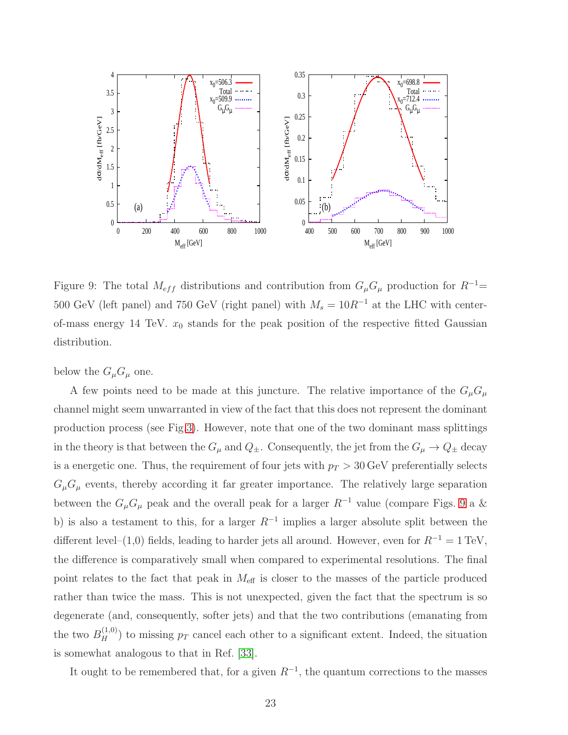Figure 9: The total $M_{eff}$ distributions and contribution from $G_\mu G_\mu$ production for $R^{-1}$= 500 GeV (left panel) and 750 GeV (right panel) with $M_s = 10R^{-1}$ at the LHC with center-of-mass energy 14 TeV. $x_0$ stands for the peak position of the respective fitted Gaussian distribution.

below the $G_\mu G_\mu$ one.

A few points need to be made at this juncture. The relative importance of the $G_\mu G_\mu$ channel might seem unwarranted in view of the fact that this does not represent the dominant production process (see Fig.3). However, note that one of the two dominant mass splittings in the theory is that between the $G_\mu$ and $Q_\pm$. Consequently, the jet from the $G_\mu \to Q_\pm$ decay is a energetic one. Thus, the requirement of four jets with $p_T > 30\,\text{GeV}$ preferentially selects $G_\mu G_\mu$ events, thereby according it far greater importance. The relatively large separation between the $G_\mu G_\mu$ peak and the overall peak for a larger $R^{-1}$ value (compare Figs. 9 a & b) is also a testament to this, for a larger $R^{-1}$ implies a larger absolute split between the different level–(1,0) fields, leading to harder jets all around. However, even for $R^{-1} = 1\,\text{TeV}$, the difference is comparatively small when compared to experimental resolutions. The final point relates to the fact that peak in $M_{\rm eff}$ is closer to the masses of the particle produced rather than twice the mass. This is not unexpected, given the fact that the spectrum is so degenerate (and, consequently, softer jets) and that the two contributions (emanating from the two $B_H^{(1,0)}$) to missing $p_T$ cancel each other to a significant extent. Indeed, the situation is somewhat analogous to that in Ref. [33].

It ought to be remembered that, for a given $R^{-1}$, the quantum corrections to the masses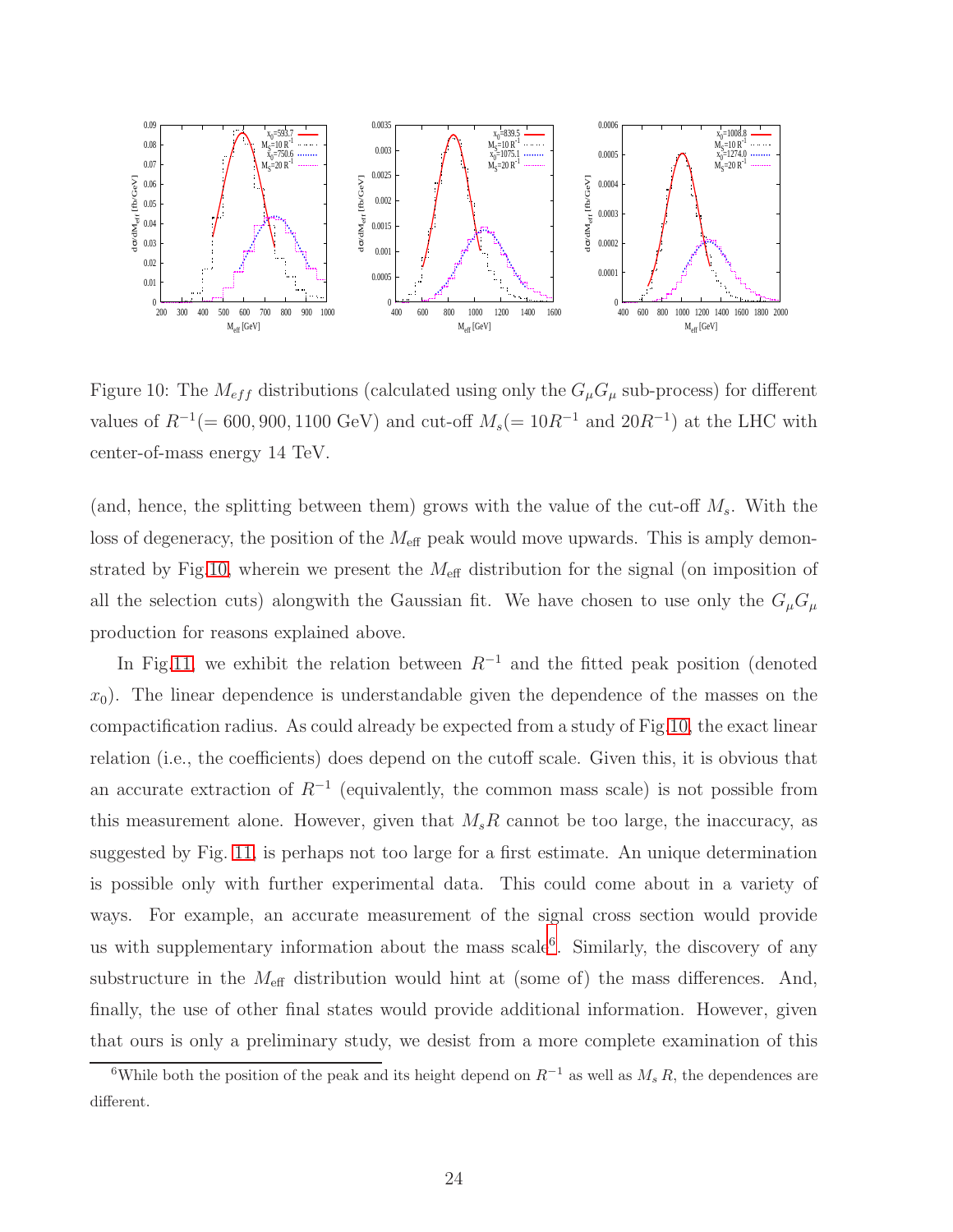Figure 10: The $M_{eff}$ distributions (calculated using only the $G_\mu G_\mu$ sub-process) for different values of $R^{-1}$(= 600, 900, 1100 GeV) and cut-off $M_s$(= $10R^{-1}$ and $20R^{-1}$) at the LHC with center-of-mass energy 14 TeV.

(and, hence, the splitting between them) grows with the value of the cut-off $M_s$. With the loss of degeneracy, the position of the $M_{\rm eff}$ peak would move upwards. This is amply demonstrated by Fig.10, wherein we present the $M_{\rm eff}$ distribution for the signal (on imposition of all the selection cuts) alongwith the Gaussian fit. We have chosen to use only the $G_\mu G_\mu$ production for reasons explained above.

In Fig.11, we exhibit the relation between $R^{-1}$ and the fitted peak position (denoted $x_0$). The linear dependence is understandable given the dependence of the masses on the compactification radius. As could already be expected from a study of Fig.10, the exact linear relation (i.e., the coefficients) does depend on the cutoff scale. Given this, it is obvious that an accurate extraction of $R^{-1}$ (equivalently, the common mass scale) is not possible from this measurement alone. However, given that $M_s R$ cannot be too large, the inaccuracy, as suggested by Fig. 11, is perhaps not too large for a first estimate. An unique determination is possible only with further experimental data. This could come about in a variety of ways. For example, an accurate measurement of the signal cross section would provide us with supplementary information about the mass scale[6]. Similarly, the discovery of any substructure in the $M_{\rm eff}$ distribution would hint at (some of) the mass differences. And, finally, the use of other final states would provide additional information. However, given that ours is only a preliminary study, we desist from a more complete examination of this

[6]While both the position of the peak and its height depend on $R^{-1}$ as well as $M_s R$, the dependences are different.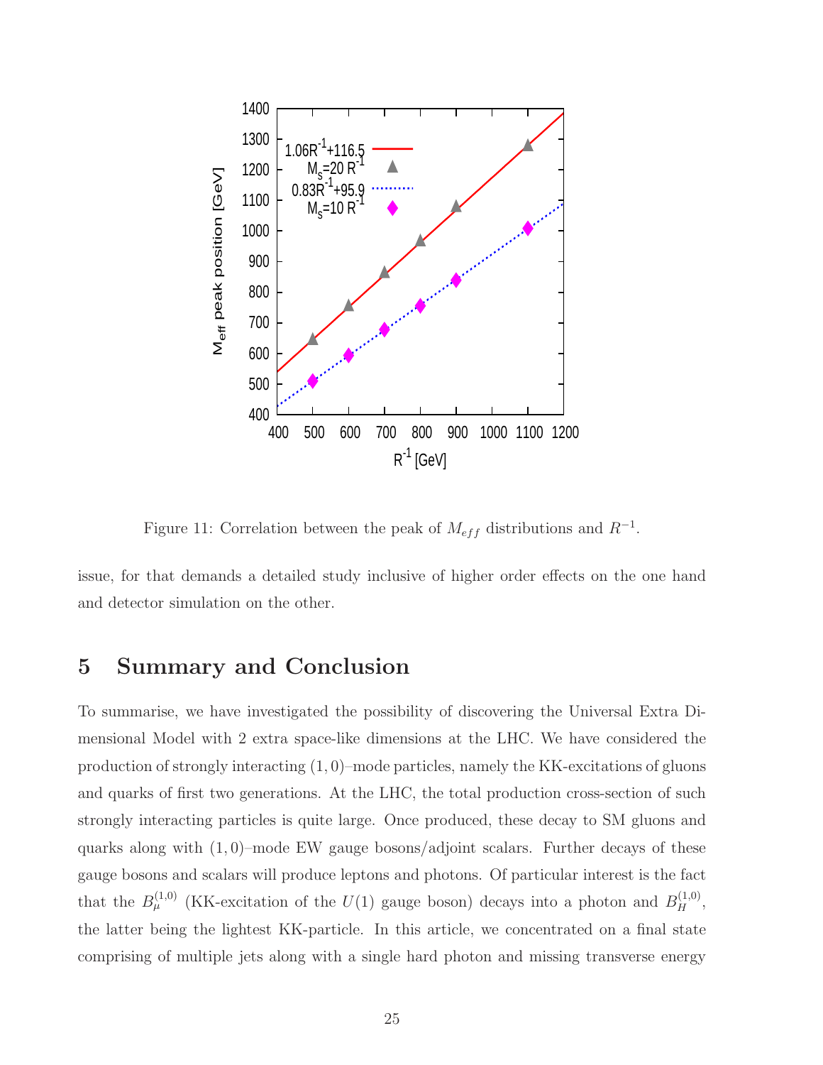Figure 11: Correlation between the peak of $M_{eff}$ distributions and $R^{-1}$.

issue, for that demands a detailed study inclusive of higher order effects on the one hand and detector simulation on the other.

## 5 Summary and Conclusion

To summarise, we have investigated the possibility of discovering the Universal Extra Dimensional Model with 2 extra space-like dimensions at the LHC. We have considered the production of strongly interacting $(1,0)$–mode particles, namely the KK-excitations of gluons and quarks of first two generations. At the LHC, the total production cross-section of such strongly interacting particles is quite large. Once produced, these decay to SM gluons and quarks along with $(1,0)$–mode EW gauge bosons/adjoint scalars. Further decays of these gauge bosons and scalars will produce leptons and photons. Of particular interest is the fact that the $B_\mu^{(1,0)}$ (KK-excitation of the $U(1)$ gauge boson) decays into a photon and $B_H^{(1,0)}$, the latter being the lightest KK-particle. In this article, we concentrated on a final state comprising of multiple jets along with a single hard photon and missing transverse energy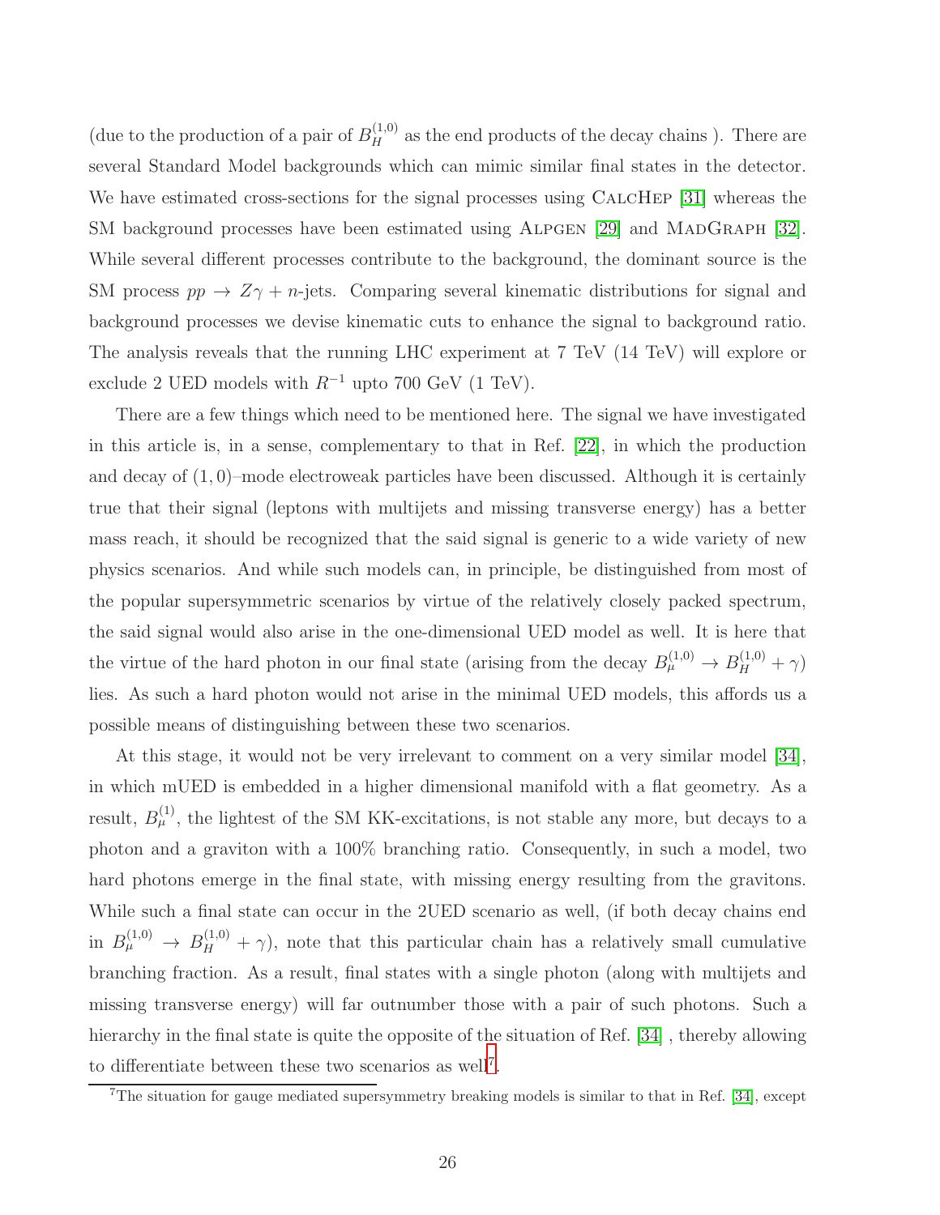(due to the production of a pair of $B_H^{(1,0)}$ as the end products of the decay chains ). There are several Standard Model backgrounds which can mimic similar final states in the detector. We have estimated cross-sections for the signal processes using CalcHep [31] whereas the SM background processes have been estimated using Alpgen [29] and MadGraph [32]. While several different processes contribute to the background, the dominant source is the SM process $pp \to Z\gamma + n$-jets. Comparing several kinematic distributions for signal and background processes we devise kinematic cuts to enhance the signal to background ratio. The analysis reveals that the running LHC experiment at 7 TeV (14 TeV) will explore or exclude 2 UED models with $R^{-1}$ upto 700 GeV (1 TeV).

There are a few things which need to be mentioned here. The signal we have investigated in this article is, in a sense, complementary to that in Ref. [22], in which the production and decay of $(1,0)$–mode electroweak particles have been discussed. Although it is certainly true that their signal (leptons with multijets and missing transverse energy) has a better mass reach, it should be recognized that the said signal is generic to a wide variety of new physics scenarios. And while such models can, in principle, be distinguished from most of the popular supersymmetric scenarios by virtue of the relatively closely packed spectrum, the said signal would also arise in the one-dimensional UED model as well. It is here that the virtue of the hard photon in our final state (arising from the decay $B_\mu^{(1,0)} \to B_H^{(1,0)} + \gamma$) lies. As such a hard photon would not arise in the minimal UED models, this affords us a possible means of distinguishing between these two scenarios.

At this stage, it would not be very irrelevant to comment on a very similar model [34], in which mUED is embedded in a higher dimensional manifold with a flat geometry. As a result, $B_\mu^{(1)}$, the lightest of the SM KK-excitations, is not stable any more, but decays to a photon and a graviton with a 100% branching ratio. Consequently, in such a model, two hard photons emerge in the final state, with missing energy resulting from the gravitons. While such a final state can occur in the 2UED scenario as well, (if both decay chains end in $B_\mu^{(1,0)} \to B_H^{(1,0)} + \gamma$), note that this particular chain has a relatively small cumulative branching fraction. As a result, final states with a single photon (along with multijets and missing transverse energy) will far outnumber those with a pair of such photons. Such a hierarchy in the final state is quite the opposite of the situation of Ref. [34] , thereby allowing to differentiate between these two scenarios as well[7].

[7] The situation for gauge mediated supersymmetry breaking models is similar to that in Ref. [34], except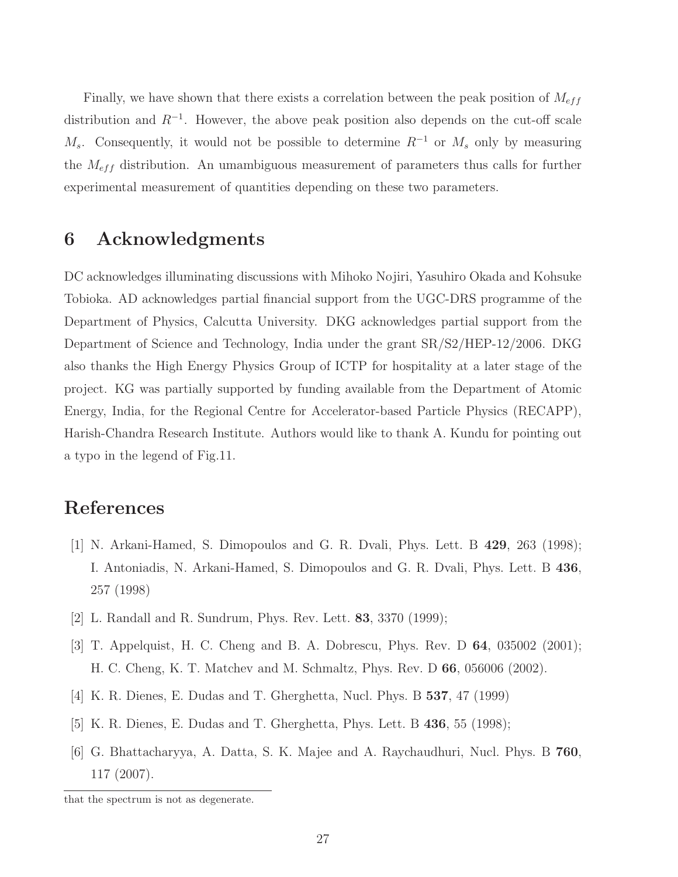Finally, we have shown that there exists a correlation between the peak position of $M_{eff}$ distribution and $R^{-1}$. However, the above peak position also depends on the cut-off scale $M_s$. Consequently, it would not be possible to determine $R^{-1}$ or $M_s$ only by measuring the $M_{eff}$ distribution. An umambiguous measurement of parameters thus calls for further experimental measurement of quantities depending on these two parameters.

## 6 Acknowledgments

DC acknowledges illuminating discussions with Mihoko Nojiri, Yasuhiro Okada and Kohsuke Tobioka. AD acknowledges partial financial support from the UGC-DRS programme of the Department of Physics, Calcutta University. DKG acknowledges partial support from the Department of Science and Technology, India under the grant SR/S2/HEP-12/2006. DKG also thanks the High Energy Physics Group of ICTP for hospitality at a later stage of the project. KG was partially supported by funding available from the Department of Atomic Energy, India, for the Regional Centre for Accelerator-based Particle Physics (RECAPP), Harish-Chandra Research Institute. Authors would like to thank A. Kundu for pointing out a typo in the legend of Fig.11.

## References

[1] N. Arkani-Hamed, S. Dimopoulos and G. R. Dvali, Phys. Lett. B **429**, 263 (1998); I. Antoniadis, N. Arkani-Hamed, S. Dimopoulos and G. R. Dvali, Phys. Lett. B **436**, 257 (1998)

[2] L. Randall and R. Sundrum, Phys. Rev. Lett. **83**, 3370 (1999);

[3] T. Appelquist, H. C. Cheng and B. A. Dobrescu, Phys. Rev. D **64**, 035002 (2001); H. C. Cheng, K. T. Matchev and M. Schmaltz, Phys. Rev. D **66**, 056006 (2002).

[4] K. R. Dienes, E. Dudas and T. Gherghetta, Nucl. Phys. B **537**, 47 (1999)

[5] K. R. Dienes, E. Dudas and T. Gherghetta, Phys. Lett. B **436**, 55 (1998);

[6] G. Bhattacharyya, A. Datta, S. K. Majee and A. Raychaudhuri, Nucl. Phys. B **760**, 117 (2007).

that the spectrum is not as degenerate.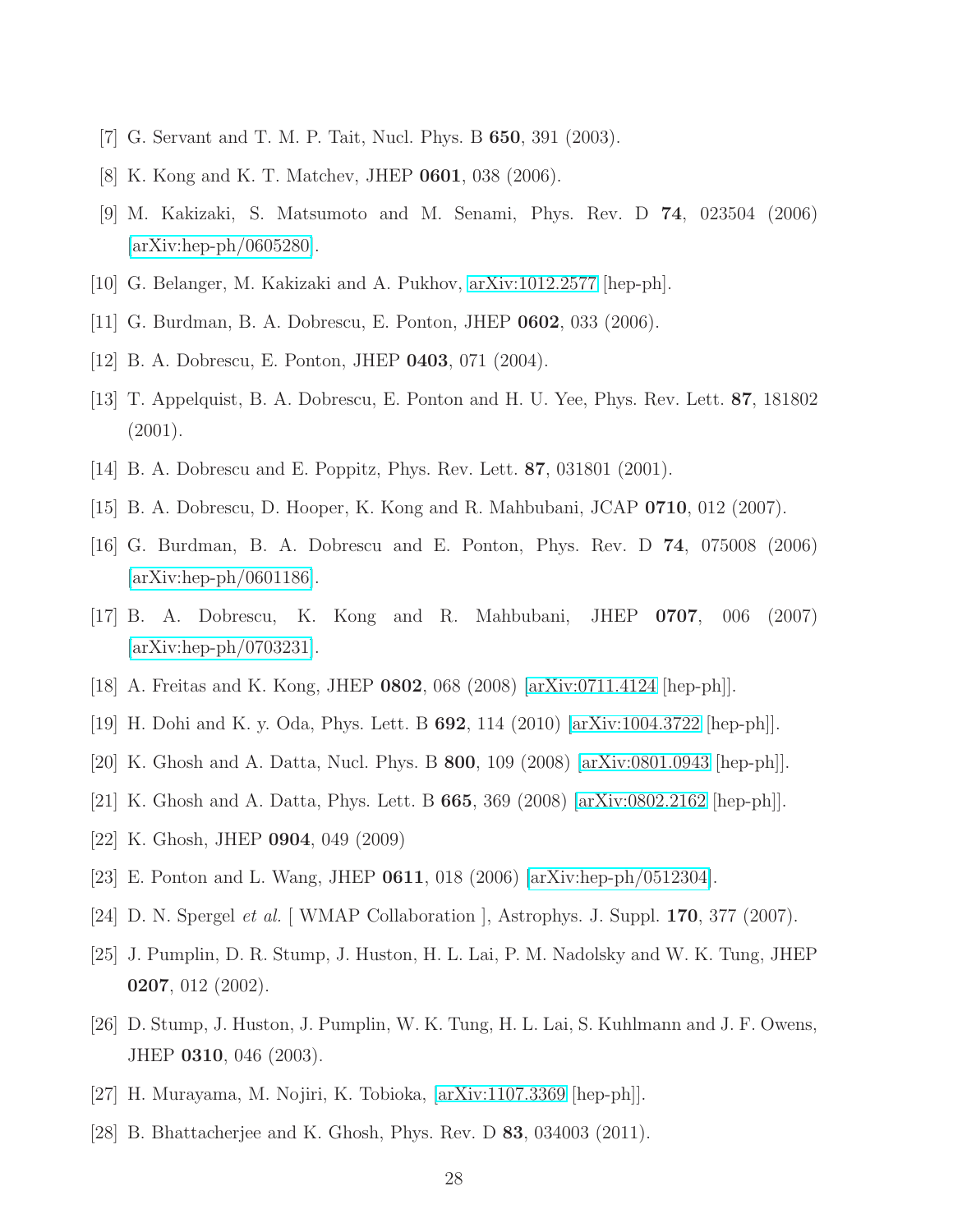[7] G. Servant and T. M. P. Tait, Nucl. Phys. B **650**, 391 (2003).

[8] K. Kong and K. T. Matchev, JHEP **0601**, 038 (2006).

[9] M. Kakizaki, S. Matsumoto and M. Senami, Phys. Rev. D **74**, 023504 (2006) [arXiv:hep-ph/0605280].

[10] G. Belanger, M. Kakizaki and A. Pukhov, arXiv:1012.2577 [hep-ph].

[11] G. Burdman, B. A. Dobrescu, E. Ponton, JHEP **0602**, 033 (2006).

[12] B. A. Dobrescu, E. Ponton, JHEP **0403**, 071 (2004).

[13] T. Appelquist, B. A. Dobrescu, E. Ponton and H. U. Yee, Phys. Rev. Lett. **87**, 181802 (2001).

[14] B. A. Dobrescu and E. Poppitz, Phys. Rev. Lett. **87**, 031801 (2001).

[15] B. A. Dobrescu, D. Hooper, K. Kong and R. Mahbubani, JCAP **0710**, 012 (2007).

[16] G. Burdman, B. A. Dobrescu and E. Ponton, Phys. Rev. D **74**, 075008 (2006) [arXiv:hep-ph/0601186].

[17] B. A. Dobrescu, K. Kong and R. Mahbubani, JHEP **0707**, 006 (2007) [arXiv:hep-ph/0703231].

[18] A. Freitas and K. Kong, JHEP **0802**, 068 (2008) [arXiv:0711.4124 [hep-ph]].

[19] H. Dohi and K. y. Oda, Phys. Lett. B **692**, 114 (2010) [arXiv:1004.3722 [hep-ph]].

[20] K. Ghosh and A. Datta, Nucl. Phys. B **800**, 109 (2008) [arXiv:0801.0943 [hep-ph]].

[21] K. Ghosh and A. Datta, Phys. Lett. B **665**, 369 (2008) [arXiv:0802.2162 [hep-ph]].

[22] K. Ghosh, JHEP **0904**, 049 (2009)

[23] E. Ponton and L. Wang, JHEP **0611**, 018 (2006) [arXiv:hep-ph/0512304].

[24] D. N. Spergel *et al.* [ WMAP Collaboration ], Astrophys. J. Suppl. **170**, 377 (2007).

[25] J. Pumplin, D. R. Stump, J. Huston, H. L. Lai, P. M. Nadolsky and W. K. Tung, JHEP **0207**, 012 (2002).

[26] D. Stump, J. Huston, J. Pumplin, W. K. Tung, H. L. Lai, S. Kuhlmann and J. F. Owens, JHEP **0310**, 046 (2003).

[27] H. Murayama, M. Nojiri, K. Tobioka, [arXiv:1107.3369 [hep-ph]].

[28] B. Bhattacherjee and K. Ghosh, Phys. Rev. D **83**, 034003 (2011).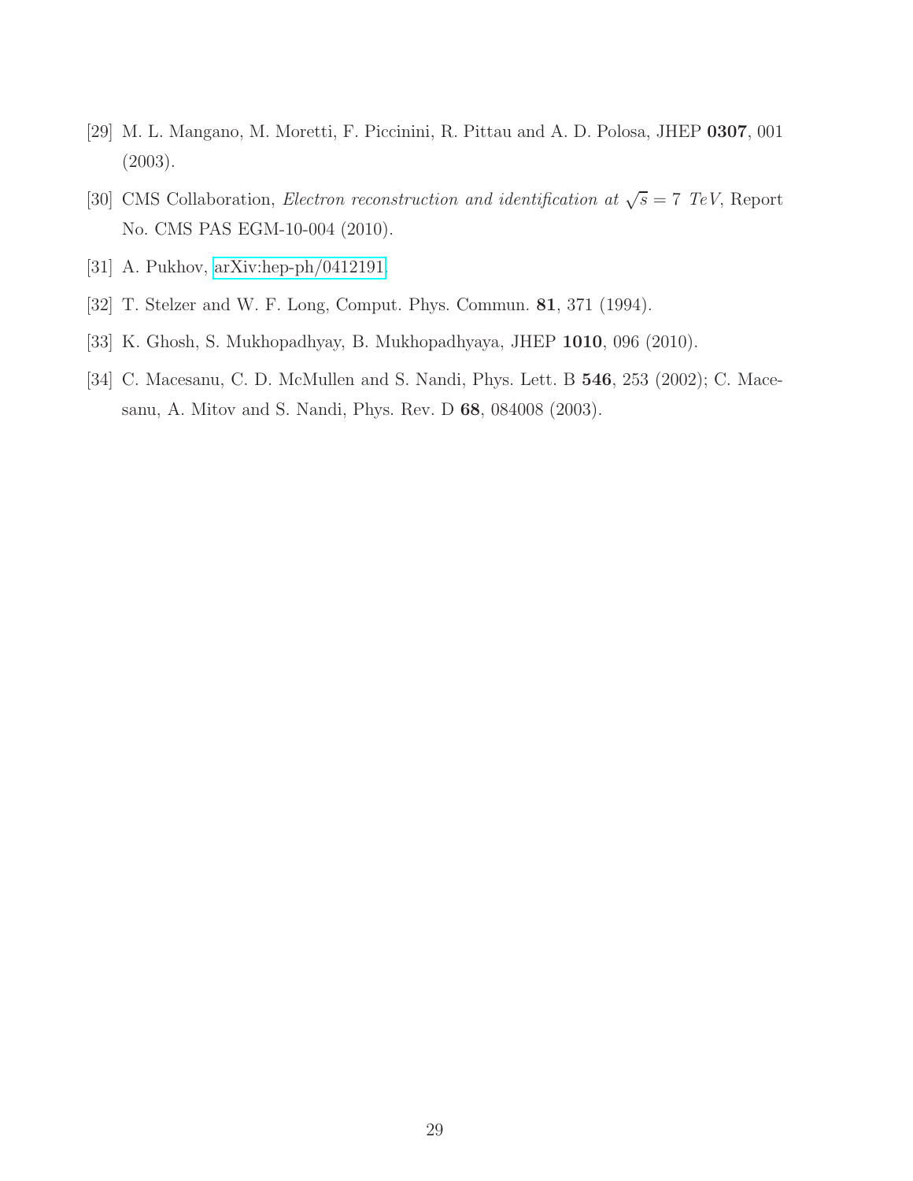[29] M. L. Mangano, M. Moretti, F. Piccinini, R. Pittau and A. D. Polosa, JHEP **0307**, 001 (2003).

[30] CMS Collaboration, *Electron reconstruction and identification at* $\sqrt{s} = 7$ *TeV*, Report No. CMS PAS EGM-10-004 (2010).

[31] A. Pukhov, arXiv:hep-ph/0412191.

[32] T. Stelzer and W. F. Long, Comput. Phys. Commun. **81**, 371 (1994).

[33] K. Ghosh, S. Mukhopadhyay, B. Mukhopadhyaya, JHEP **1010**, 096 (2010).

[34] C. Macesanu, C. D. McMullen and S. Nandi, Phys. Lett. B **546**, 253 (2002); C. Macesanu, A. Mitov and S. Nandi, Phys. Rev. D **68**, 084008 (2003).